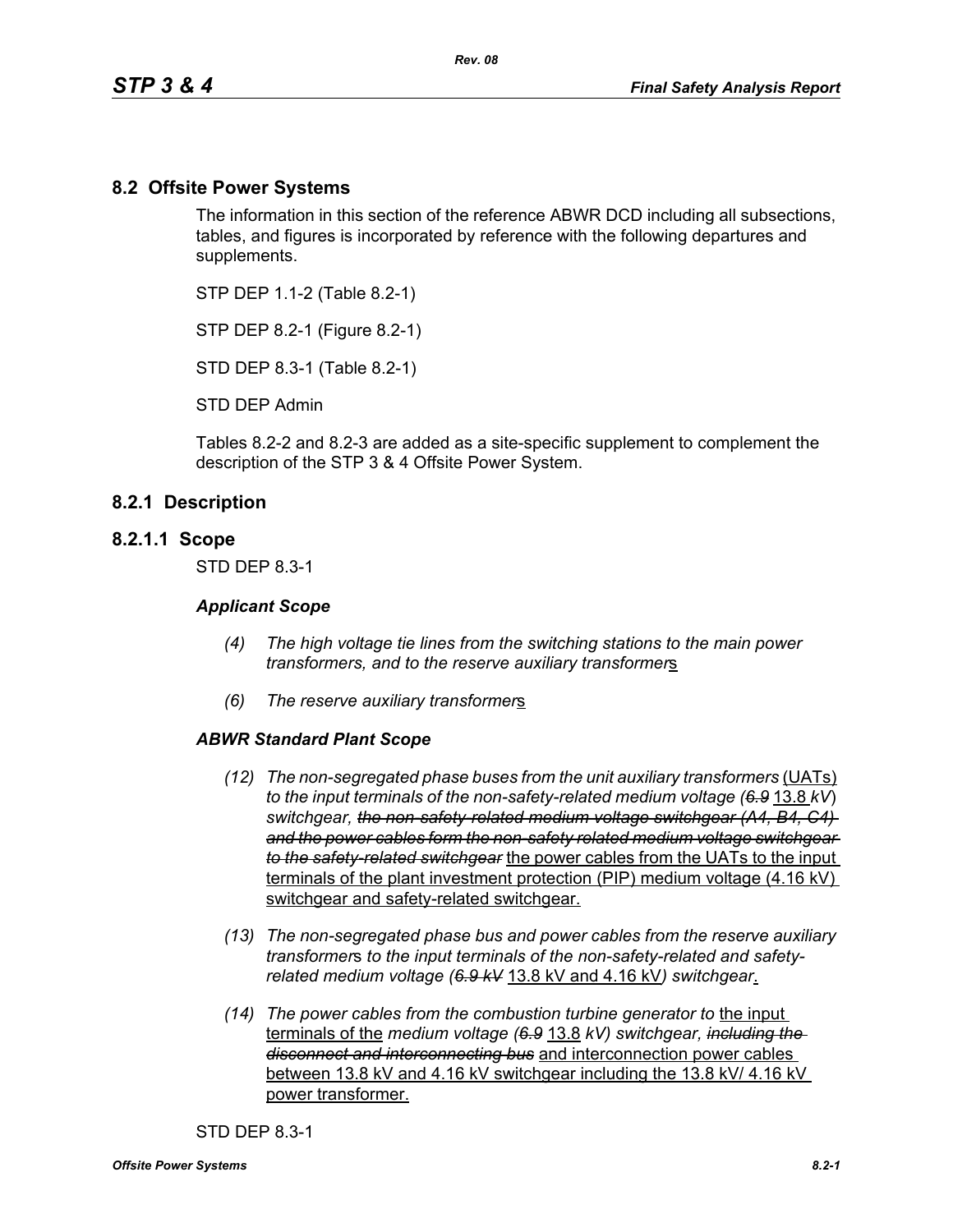## 8.2 Offsite Power Systems

The information in this section of the reference ABWR DCD including all subsections, tables, and figures is incorporated by reference with the following departures and supplements.

STP DEP 1.1-2 (Table 8.2-1)

STP DEP 8.2-1 (Figure 8.2-1)

STD DEP 8.3-1 (Table 8.2-1)

STD DEP Admin

Tables 8.2-2 and 8.2-3 are added as a site-specific supplement to complement the description of the STP 3 & 4 Offsite Power System.

## 8.2.1 Description

### 8.2.1.1 Scope

STD DEP 8.3-1

***Applicant Scope***

*(4) The high voltage tie lines from the switching stations to the main power transformers, and to the reserve auxiliary transformer*s

*(6) The reserve auxiliary transformer*s

***ABWR Standard Plant Scope***

*(12) The non-segregated phase buses from the unit auxiliary transformers* (UATs) *to the input terminals of the non-safety-related medium voltage (~~6.9~~* 13.8 *kV*) *switchgear, ~~the non-safety-related medium voltage switchgear (A4, B4, C4) and the power cables form the non-safety related medium voltage switchgear to the safety-related switchgear~~* the power cables from the UATs to the input terminals of the plant investment protection (PIP) medium voltage (4.16 kV) switchgear and safety-related switchgear.

*(13) The non-segregated phase bus and power cables from the reserve auxiliary transformer*s *to the input terminals of the non-safety-related and safety-related medium voltage (~~6.9 kV~~* 13.8 kV and 4.16 kV*) switchgear*.

*(14) The power cables from the combustion turbine generator to* the input terminals of the *medium voltage (~~6.9~~* 13.8 *kV) switchgear, ~~including the disconnect and interconnecting bus~~* and interconnection power cables between 13.8 kV and 4.16 kV switchgear including the 13.8 kV/ 4.16 kV power transformer.

STD DEP 8.3-1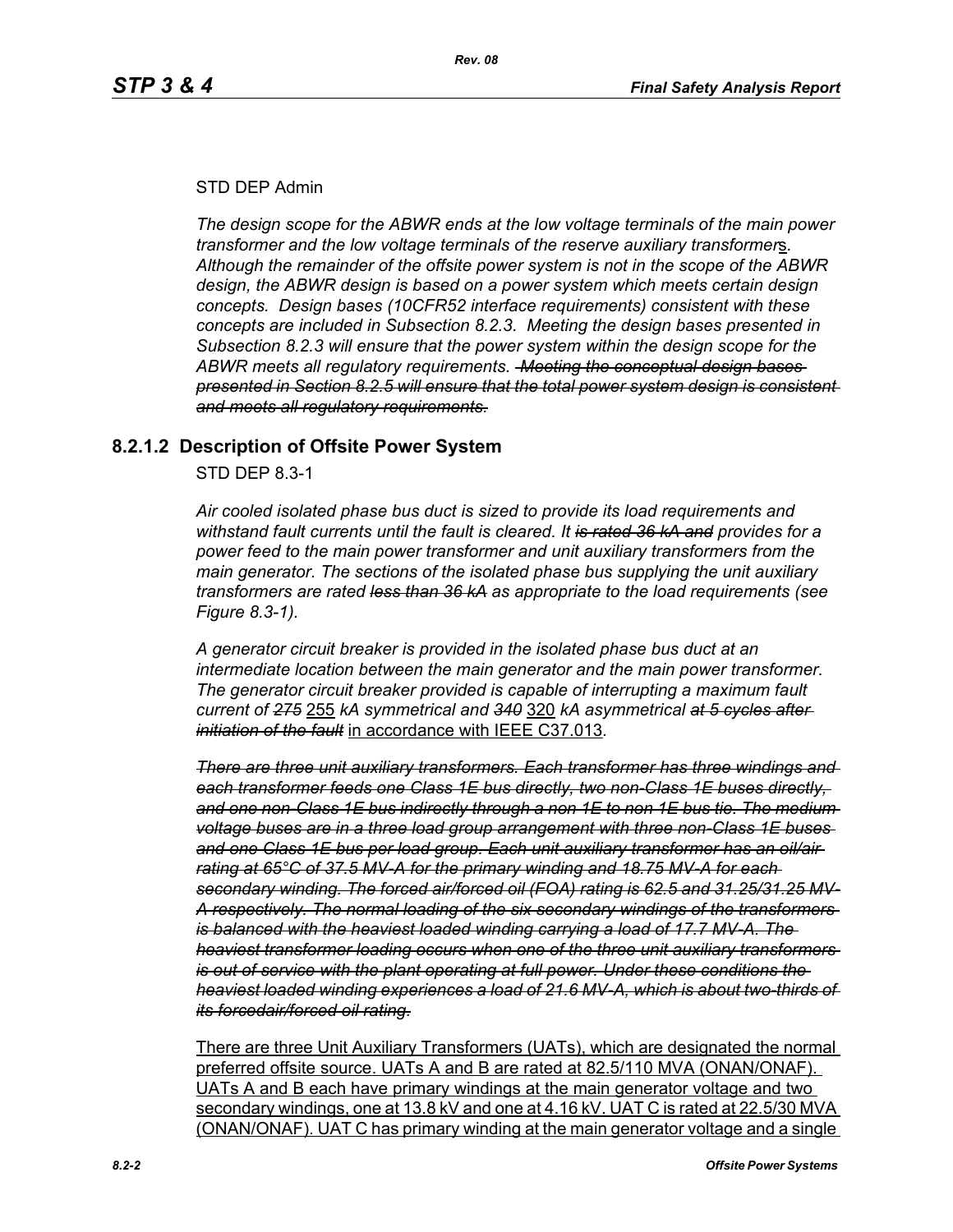STD DEP Admin

*The design scope for the ABWR ends at the low voltage terminals of the main power transformer and the low voltage terminals of the reserve auxiliary transformer*s*. Although the remainder of the offsite power system is not in the scope of the ABWR design, the ABWR design is based on a power system which meets certain design concepts. Design bases (10CFR52 interface requirements) consistent with these concepts are included in Subsection 8.2.3. Meeting the design bases presented in Subsection 8.2.3 will ensure that the power system within the design scope for the ABWR meets all regulatory requirements.* ~~*Meeting the conceptual design bases presented in Section 8.2.5 will ensure that the total power system design is consistent and meets all regulatory requirements.*~~

## 8.2.1.2 Description of Offsite Power System

STD DEP 8.3-1

*Air cooled isolated phase bus duct is sized to provide its load requirements and withstand fault currents until the fault is cleared. It* ~~*is rated 36 kA and*~~ *provides for a power feed to the main power transformer and unit auxiliary transformers from the main generator. The sections of the isolated phase bus supplying the unit auxiliary transformers are rated* ~~*less than 36 kA*~~ *as appropriate to the load requirements (see Figure 8.3-1).*

*A generator circuit breaker is provided in the isolated phase bus duct at an intermediate location between the main generator and the main power transformer. The generator circuit breaker provided is capable of interrupting a maximum fault current of* ~~*275*~~ 255 *kA symmetrical and* ~~*340*~~ 320 *kA asymmetrical* ~~*at 5 cycles after initiation of the fault*~~ in accordance with IEEE C37.013*.*

~~*There are three unit auxiliary transformers. Each transformer has three windings and each transformer feeds one Class 1E bus directly, two non-Class 1E buses directly, and one non-Class 1E bus indirectly through a non-1E to non-1E bus tie. The medium voltage buses are in a three load group arrangement with three non-Class 1E buses and one Class 1E bus per load group. Each unit auxiliary transformer has an oil/air rating at 65°C of 37.5 MV-A for the primary winding and 18.75 MV-A for each secondary winding. The forced air/forced oil (FOA) rating is 62.5 and 31.25/31.25 MV-A respectively. The normal loading of the six secondary windings of the transformers is balanced with the heaviest loaded winding carrying a load of 17.7 MV-A. The heaviest transformer loading occurs when one of the three unit auxiliary transformers is out of service with the plant operating at full power. Under these conditions the heaviest loaded winding experiences a load of 21.6 MV-A, which is about two-thirds of its forcedair/forced oil rating.*~~

There are three Unit Auxiliary Transformers (UATs), which are designated the normal preferred offsite source. UATs A and B are rated at 82.5/110 MVA (ONAN/ONAF). UATs A and B each have primary windings at the main generator voltage and two secondary windings, one at 13.8 kV and one at 4.16 kV. UAT C is rated at 22.5/30 MVA (ONAN/ONAF). UAT C has primary winding at the main generator voltage and a single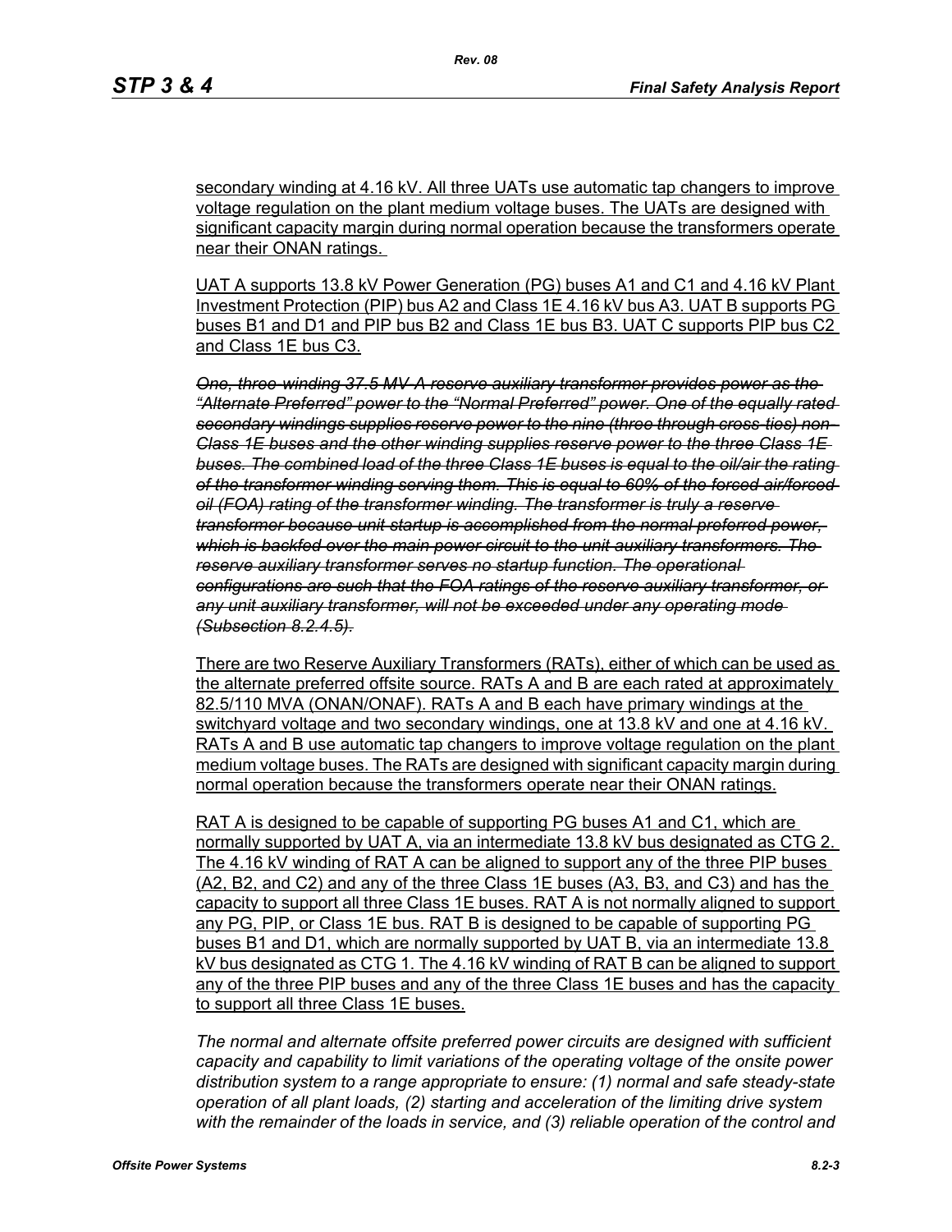secondary winding at 4.16 kV. All three UATs use automatic tap changers to improve voltage regulation on the plant medium voltage buses. The UATs are designed with significant capacity margin during normal operation because the transformers operate near their ONAN ratings.

UAT A supports 13.8 kV Power Generation (PG) buses A1 and C1 and 4.16 kV Plant Investment Protection (PIP) bus A2 and Class 1E 4.16 kV bus A3. UAT B supports PG buses B1 and D1 and PIP bus B2 and Class 1E bus B3. UAT C supports PIP bus C2 and Class 1E bus C3.

~~*One, three-winding 37.5 MV-A reserve auxiliary transformer provides power as the "Alternate Preferred" power to the "Normal Preferred" power. One of the equally rated secondary windings supplies reserve power to the nine (three through cross-ties) non-Class 1E buses and the other winding supplies reserve power to the three Class 1E buses. The combined load of the three Class 1E buses is equal to the oil/air the rating of the transformer winding serving them. This is equal to 60% of the forced air/forced oil (FOA) rating of the transformer winding. The transformer is truly a reserve transformer because unit startup is accomplished from the normal preferred power, which is backfed over the main power circuit to the unit auxiliary transformers. The reserve auxiliary transformer serves no startup function. The operational configurations are such that the FOA ratings of the reserve auxiliary transformer, or any unit auxiliary transformer, will not be exceeded under any operating mode (Subsection 8.2.4.5).*~~

There are two Reserve Auxiliary Transformers (RATs), either of which can be used as the alternate preferred offsite source. RATs A and B are each rated at approximately 82.5/110 MVA (ONAN/ONAF). RATs A and B each have primary windings at the switchyard voltage and two secondary windings, one at 13.8 kV and one at 4.16 kV. RATs A and B use automatic tap changers to improve voltage regulation on the plant medium voltage buses. The RATs are designed with significant capacity margin during normal operation because the transformers operate near their ONAN ratings.

RAT A is designed to be capable of supporting PG buses A1 and C1, which are normally supported by UAT A, via an intermediate 13.8 kV bus designated as CTG 2. The 4.16 kV winding of RAT A can be aligned to support any of the three PIP buses (A2, B2, and C2) and any of the three Class 1E buses (A3, B3, and C3) and has the capacity to support all three Class 1E buses. RAT A is not normally aligned to support any PG, PIP, or Class 1E bus. RAT B is designed to be capable of supporting PG buses B1 and D1, which are normally supported by UAT B, via an intermediate 13.8 kV bus designated as CTG 1. The 4.16 kV winding of RAT B can be aligned to support any of the three PIP buses and any of the three Class 1E buses and has the capacity to support all three Class 1E buses.

*The normal and alternate offsite preferred power circuits are designed with sufficient capacity and capability to limit variations of the operating voltage of the onsite power distribution system to a range appropriate to ensure: (1) normal and safe steady-state operation of all plant loads, (2) starting and acceleration of the limiting drive system with the remainder of the loads in service, and (3) reliable operation of the control and*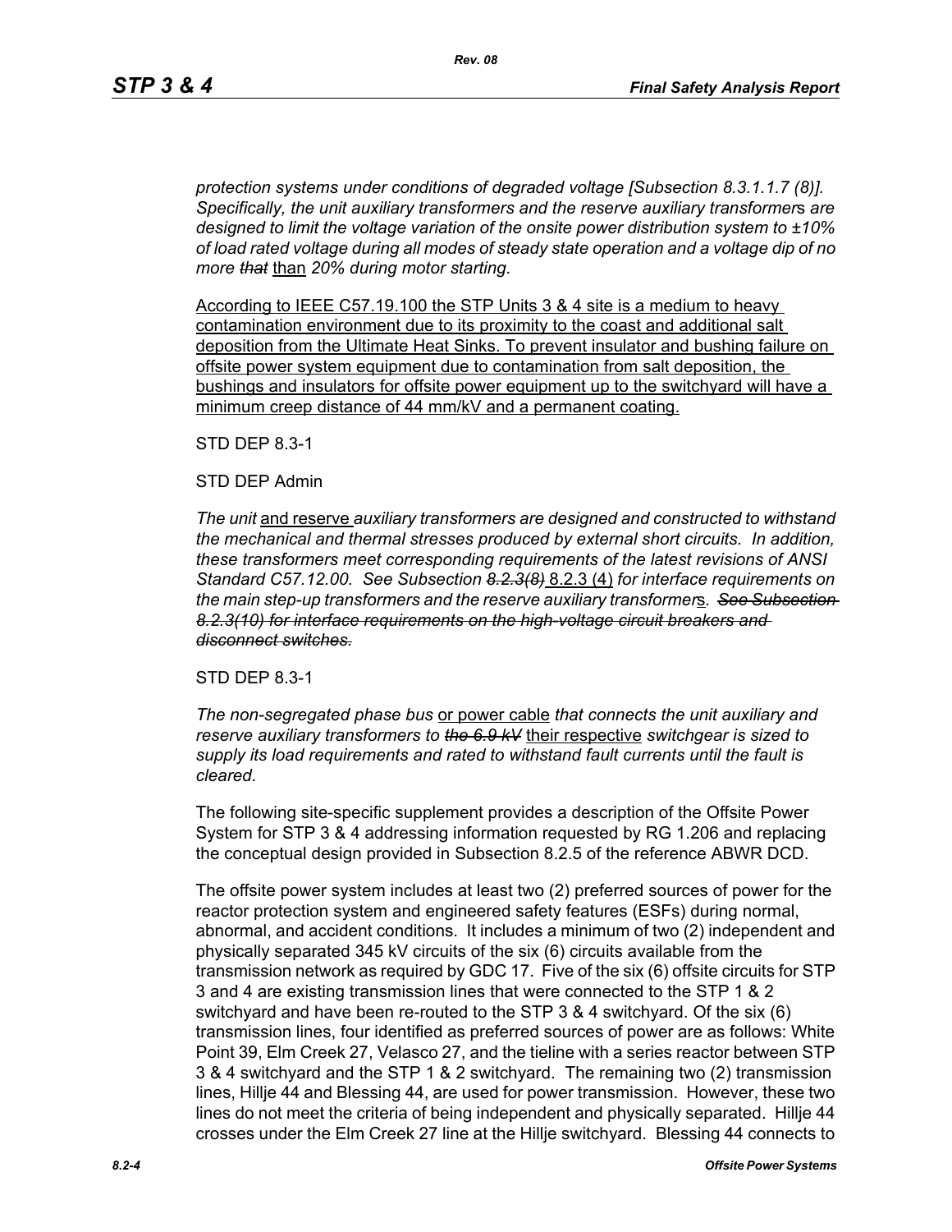*protection systems under conditions of degraded voltage [Subsection 8.3.1.1.7 (8)]. Specifically, the unit auxiliary transformers and the reserve auxiliary transformers are designed to limit the voltage variation of the onsite power distribution system to ±10% of load rated voltage during all modes of steady state operation and a voltage dip of no more ~~that~~* than *20% during motor starting.*

According to IEEE C57.19.100 the STP Units 3 & 4 site is a medium to heavy contamination environment due to its proximity to the coast and additional salt deposition from the Ultimate Heat Sinks. To prevent insulator and bushing failure on offsite power system equipment due to contamination from salt deposition, the bushings and insulators for offsite power equipment up to the switchyard will have a minimum creep distance of 44 mm/kV and a permanent coating.

STD DEP 8.3-1

STD DEP Admin

*The unit* and reserve *auxiliary transformers are designed and constructed to withstand the mechanical and thermal stresses produced by external short circuits. In addition, these transformers meet corresponding requirements of the latest revisions of ANSI Standard C57.12.00. See Subsection ~~8.2.3(8)~~* 8.2.3 (4) *for interface requirements on the main step-up transformers and the reserve auxiliary transformer*s*. ~~See Subsection 8.2.3(10) for interface requirements on the high-voltage circuit breakers and disconnect switches.~~*

STD DEP 8.3-1

*The non-segregated phase bus* or power cable *that connects the unit auxiliary and reserve auxiliary transformers to ~~the 6.9 kV~~* their respective *switchgear is sized to supply its load requirements and rated to withstand fault currents until the fault is cleared.*

The following site-specific supplement provides a description of the Offsite Power System for STP 3 & 4 addressing information requested by RG 1.206 and replacing the conceptual design provided in Subsection 8.2.5 of the reference ABWR DCD.

The offsite power system includes at least two (2) preferred sources of power for the reactor protection system and engineered safety features (ESFs) during normal, abnormal, and accident conditions. It includes a minimum of two (2) independent and physically separated 345 kV circuits of the six (6) circuits available from the transmission network as required by GDC 17. Five of the six (6) offsite circuits for STP 3 and 4 are existing transmission lines that were connected to the STP 1 & 2 switchyard and have been re-routed to the STP 3 & 4 switchyard. Of the six (6) transmission lines, four identified as preferred sources of power are as follows: White Point 39, Elm Creek 27, Velasco 27, and the tieline with a series reactor between STP 3 & 4 switchyard and the STP 1 & 2 switchyard. The remaining two (2) transmission lines, Hillje 44 and Blessing 44, are used for power transmission. However, these two lines do not meet the criteria of being independent and physically separated. Hillje 44 crosses under the Elm Creek 27 line at the Hillje switchyard. Blessing 44 connects to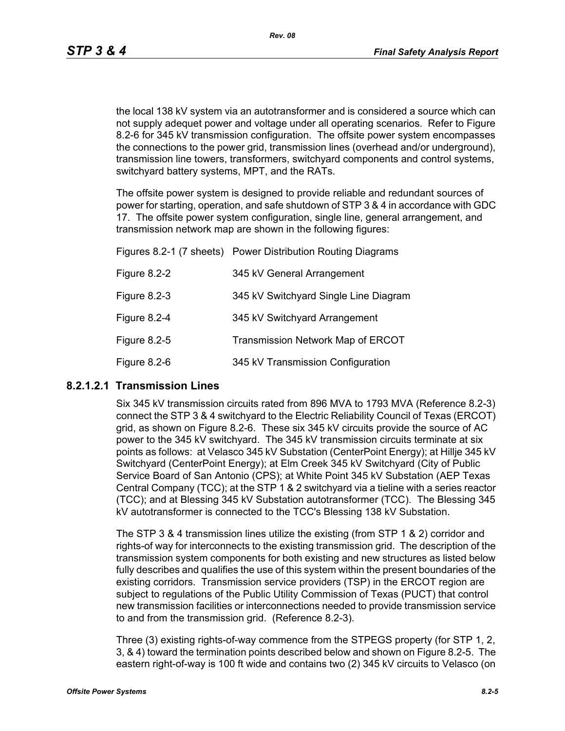the local 138 kV system via an autotransformer and is considered a source which can not supply adequet power and voltage under all operating scenarios. Refer to Figure 8.2-6 for 345 kV transmission configuration. The offsite power system encompasses the connections to the power grid, transmission lines (overhead and/or underground), transmission line towers, transformers, switchyard components and control systems, switchyard battery systems, MPT, and the RATs.

The offsite power system is designed to provide reliable and redundant sources of power for starting, operation, and safe shutdown of STP 3 & 4 in accordance with GDC 17. The offsite power system configuration, single line, general arrangement, and transmission network map are shown in the following figures:

| | |
|---|---|
| Figures 8.2-1 (7 sheets) | Power Distribution Routing Diagrams |
| Figure 8.2-2 | 345 kV General Arrangement |
| Figure 8.2-3 | 345 kV Switchyard Single Line Diagram |
| Figure 8.2-4 | 345 kV Switchyard Arrangement |
| Figure 8.2-5 | Transmission Network Map of ERCOT |
| Figure 8.2-6 | 345 kV Transmission Configuration |

#### 8.2.1.2.1 Transmission Lines

Six 345 kV transmission circuits rated from 896 MVA to 1793 MVA (Reference 8.2-3) connect the STP 3 & 4 switchyard to the Electric Reliability Council of Texas (ERCOT) grid, as shown on Figure 8.2-6. These six 345 kV circuits provide the source of AC power to the 345 kV switchyard. The 345 kV transmission circuits terminate at six points as follows: at Velasco 345 kV Substation (CenterPoint Energy); at Hillje 345 kV Switchyard (CenterPoint Energy); at Elm Creek 345 kV Switchyard (City of Public Service Board of San Antonio (CPS); at White Point 345 kV Substation (AEP Texas Central Company (TCC); at the STP 1 & 2 switchyard via a tieline with a series reactor (TCC); and at Blessing 345 kV Substation autotransformer (TCC). The Blessing 345 kV autotransformer is connected to the TCC's Blessing 138 kV Substation.

The STP 3 & 4 transmission lines utilize the existing (from STP 1 & 2) corridor and rights-of way for interconnects to the existing transmission grid. The description of the transmission system components for both existing and new structures as listed below fully describes and qualifies the use of this system within the present boundaries of the existing corridors. Transmission service providers (TSP) in the ERCOT region are subject to regulations of the Public Utility Commission of Texas (PUCT) that control new transmission facilities or interconnections needed to provide transmission service to and from the transmission grid. (Reference 8.2-3).

Three (3) existing rights-of-way commence from the STPEGS property (for STP 1, 2, 3, & 4) toward the termination points described below and shown on Figure 8.2-5. The eastern right-of-way is 100 ft wide and contains two (2) 345 kV circuits to Velasco (on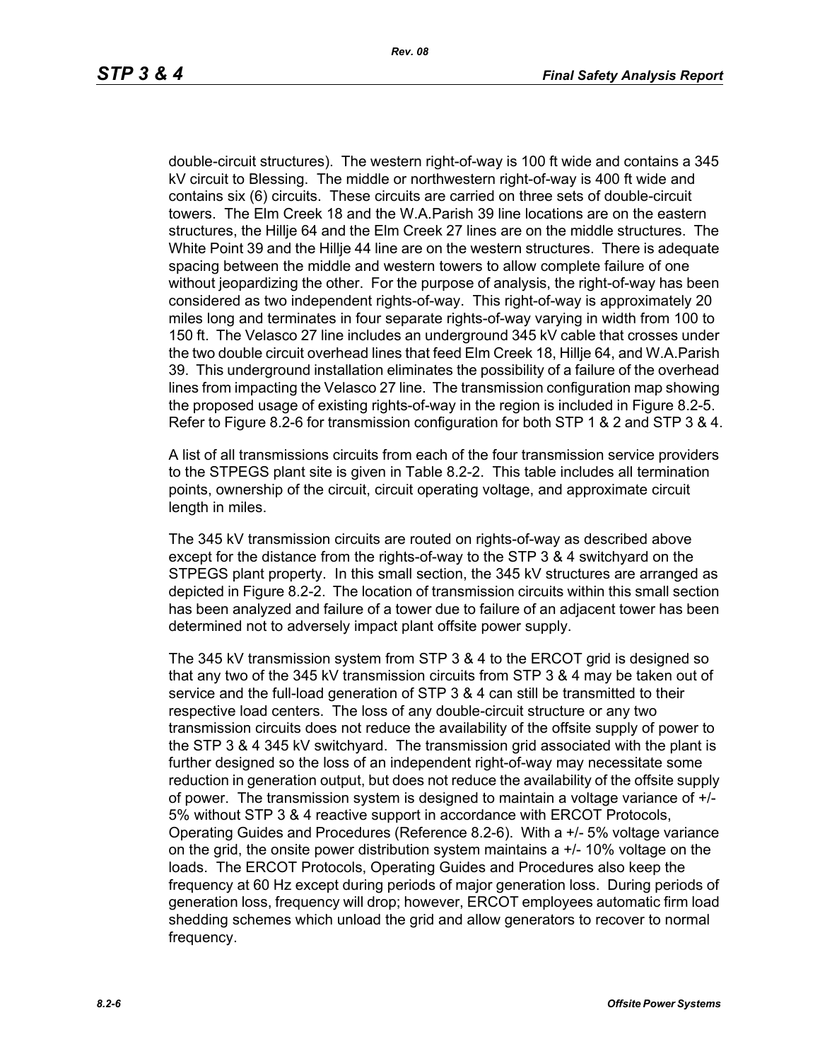double-circuit structures). The western right-of-way is 100 ft wide and contains a 345 kV circuit to Blessing. The middle or northwestern right-of-way is 400 ft wide and contains six (6) circuits. These circuits are carried on three sets of double-circuit towers. The Elm Creek 18 and the W.A.Parish 39 line locations are on the eastern structures, the Hillje 64 and the Elm Creek 27 lines are on the middle structures. The White Point 39 and the Hillje 44 line are on the western structures. There is adequate spacing between the middle and western towers to allow complete failure of one without jeopardizing the other. For the purpose of analysis, the right-of-way has been considered as two independent rights-of-way. This right-of-way is approximately 20 miles long and terminates in four separate rights-of-way varying in width from 100 to 150 ft. The Velasco 27 line includes an underground 345 kV cable that crosses under the two double circuit overhead lines that feed Elm Creek 18, Hillje 64, and W.A.Parish 39. This underground installation eliminates the possibility of a failure of the overhead lines from impacting the Velasco 27 line. The transmission configuration map showing the proposed usage of existing rights-of-way in the region is included in Figure 8.2-5. Refer to Figure 8.2-6 for transmission configuration for both STP 1 & 2 and STP 3 & 4.

A list of all transmissions circuits from each of the four transmission service providers to the STPEGS plant site is given in Table 8.2-2. This table includes all termination points, ownership of the circuit, circuit operating voltage, and approximate circuit length in miles.

The 345 kV transmission circuits are routed on rights-of-way as described above except for the distance from the rights-of-way to the STP 3 & 4 switchyard on the STPEGS plant property. In this small section, the 345 kV structures are arranged as depicted in Figure 8.2-2. The location of transmission circuits within this small section has been analyzed and failure of a tower due to failure of an adjacent tower has been determined not to adversely impact plant offsite power supply.

The 345 kV transmission system from STP 3 & 4 to the ERCOT grid is designed so that any two of the 345 kV transmission circuits from STP 3 & 4 may be taken out of service and the full-load generation of STP 3 & 4 can still be transmitted to their respective load centers. The loss of any double-circuit structure or any two transmission circuits does not reduce the availability of the offsite supply of power to the STP 3 & 4 345 kV switchyard. The transmission grid associated with the plant is further designed so the loss of an independent right-of-way may necessitate some reduction in generation output, but does not reduce the availability of the offsite supply of power. The transmission system is designed to maintain a voltage variance of +/- 5% without STP 3 & 4 reactive support in accordance with ERCOT Protocols, Operating Guides and Procedures (Reference 8.2-6). With a +/- 5% voltage variance on the grid, the onsite power distribution system maintains a +/- 10% voltage on the loads. The ERCOT Protocols, Operating Guides and Procedures also keep the frequency at 60 Hz except during periods of major generation loss. During periods of generation loss, frequency will drop; however, ERCOT employees automatic firm load shedding schemes which unload the grid and allow generators to recover to normal frequency.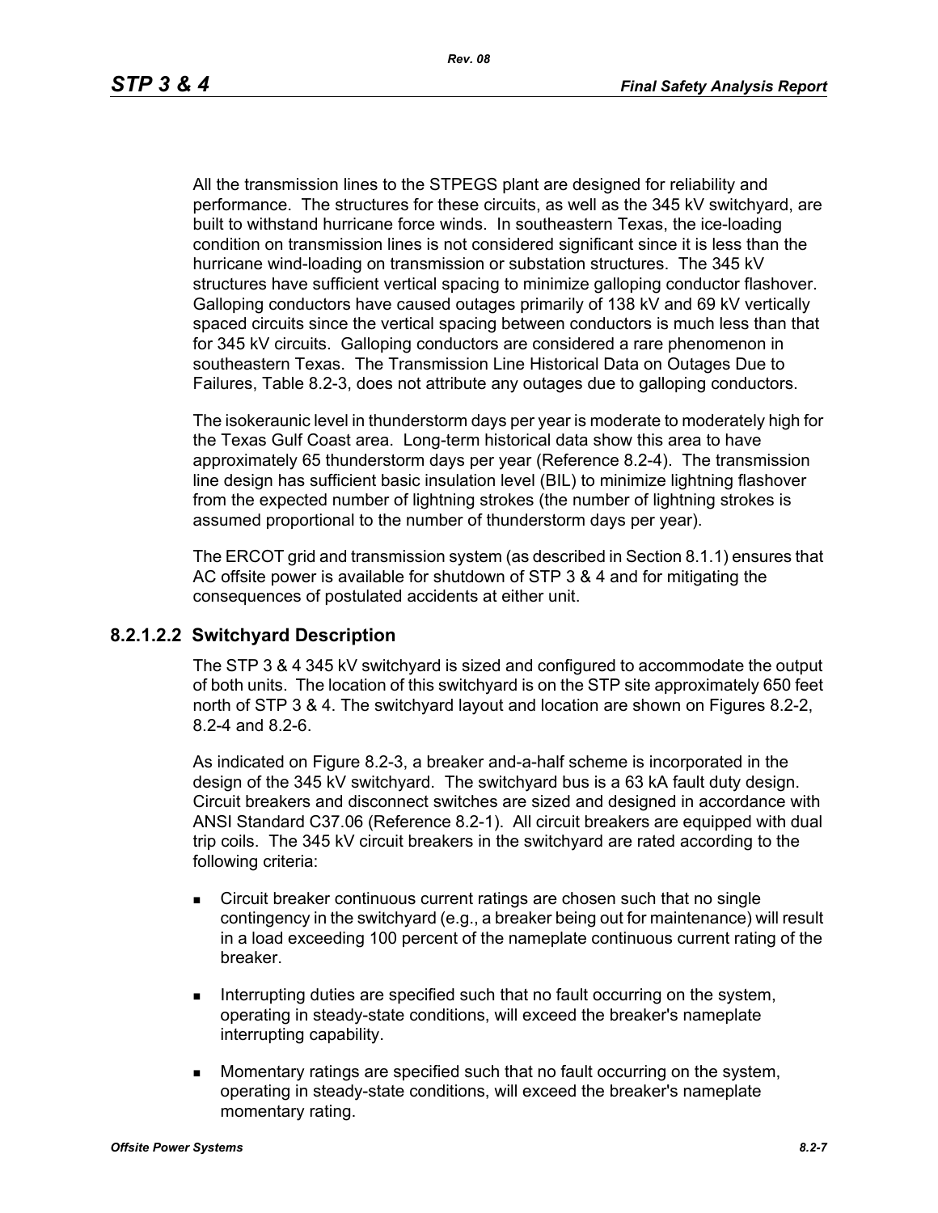All the transmission lines to the STPEGS plant are designed for reliability and performance. The structures for these circuits, as well as the 345 kV switchyard, are built to withstand hurricane force winds. In southeastern Texas, the ice-loading condition on transmission lines is not considered significant since it is less than the hurricane wind-loading on transmission or substation structures. The 345 kV structures have sufficient vertical spacing to minimize galloping conductor flashover. Galloping conductors have caused outages primarily of 138 kV and 69 kV vertically spaced circuits since the vertical spacing between conductors is much less than that for 345 kV circuits. Galloping conductors are considered a rare phenomenon in southeastern Texas. The Transmission Line Historical Data on Outages Due to Failures, Table 8.2-3, does not attribute any outages due to galloping conductors.

The isokeraunic level in thunderstorm days per year is moderate to moderately high for the Texas Gulf Coast area. Long-term historical data show this area to have approximately 65 thunderstorm days per year (Reference 8.2-4). The transmission line design has sufficient basic insulation level (BIL) to minimize lightning flashover from the expected number of lightning strokes (the number of lightning strokes is assumed proportional to the number of thunderstorm days per year).

The ERCOT grid and transmission system (as described in Section 8.1.1) ensures that AC offsite power is available for shutdown of STP 3 & 4 and for mitigating the consequences of postulated accidents at either unit.

### 8.2.1.2.2 Switchyard Description

The STP 3 & 4 345 kV switchyard is sized and configured to accommodate the output of both units. The location of this switchyard is on the STP site approximately 650 feet north of STP 3 & 4. The switchyard layout and location are shown on Figures 8.2-2, 8.2-4 and 8.2-6.

As indicated on Figure 8.2-3, a breaker and-a-half scheme is incorporated in the design of the 345 kV switchyard. The switchyard bus is a 63 kA fault duty design. Circuit breakers and disconnect switches are sized and designed in accordance with ANSI Standard C37.06 (Reference 8.2-1). All circuit breakers are equipped with dual trip coils. The 345 kV circuit breakers in the switchyard are rated according to the following criteria:

- Circuit breaker continuous current ratings are chosen such that no single contingency in the switchyard (e.g., a breaker being out for maintenance) will result in a load exceeding 100 percent of the nameplate continuous current rating of the breaker.
- Interrupting duties are specified such that no fault occurring on the system, operating in steady-state conditions, will exceed the breaker's nameplate interrupting capability.
- Momentary ratings are specified such that no fault occurring on the system, operating in steady-state conditions, will exceed the breaker's nameplate momentary rating.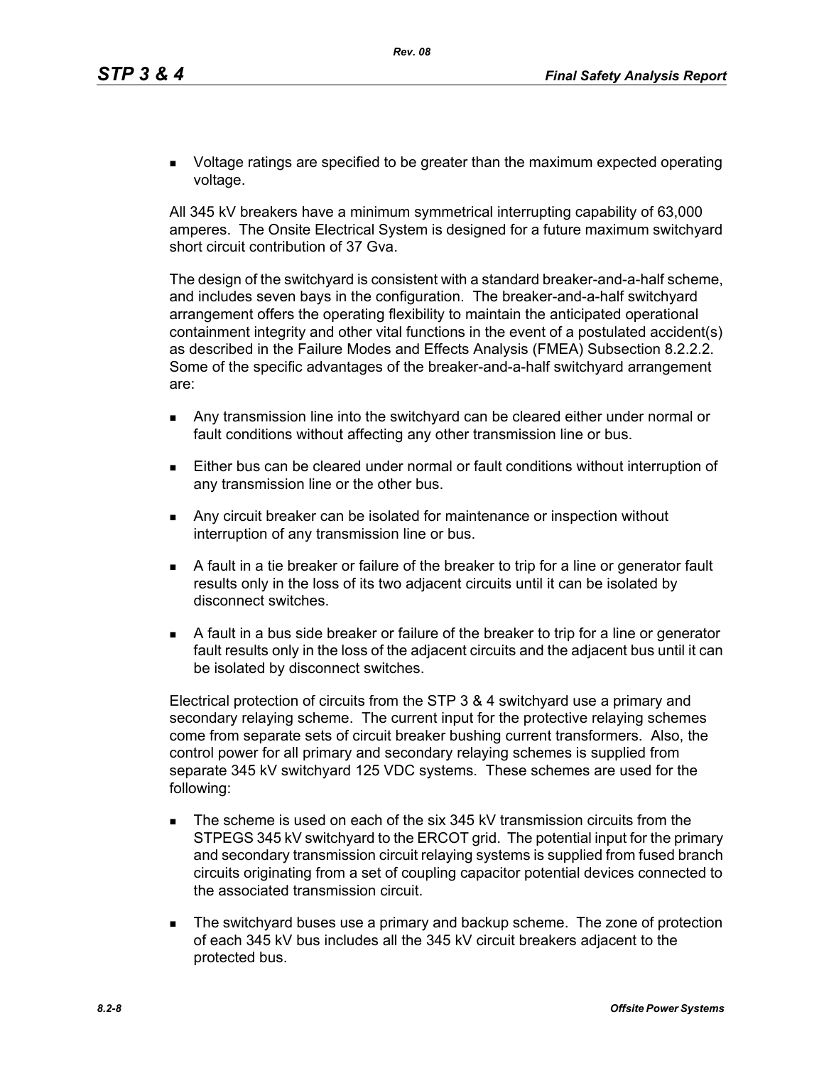- Voltage ratings are specified to be greater than the maximum expected operating voltage.

All 345 kV breakers have a minimum symmetrical interrupting capability of 63,000 amperes. The Onsite Electrical System is designed for a future maximum switchyard short circuit contribution of 37 Gva.

The design of the switchyard is consistent with a standard breaker-and-a-half scheme, and includes seven bays in the configuration. The breaker-and-a-half switchyard arrangement offers the operating flexibility to maintain the anticipated operational containment integrity and other vital functions in the event of a postulated accident(s) as described in the Failure Modes and Effects Analysis (FMEA) Subsection 8.2.2.2. Some of the specific advantages of the breaker-and-a-half switchyard arrangement are:

- Any transmission line into the switchyard can be cleared either under normal or fault conditions without affecting any other transmission line or bus.
- Either bus can be cleared under normal or fault conditions without interruption of any transmission line or the other bus.
- Any circuit breaker can be isolated for maintenance or inspection without interruption of any transmission line or bus.
- A fault in a tie breaker or failure of the breaker to trip for a line or generator fault results only in the loss of its two adjacent circuits until it can be isolated by disconnect switches.
- A fault in a bus side breaker or failure of the breaker to trip for a line or generator fault results only in the loss of the adjacent circuits and the adjacent bus until it can be isolated by disconnect switches.

Electrical protection of circuits from the STP 3 & 4 switchyard use a primary and secondary relaying scheme. The current input for the protective relaying schemes come from separate sets of circuit breaker bushing current transformers. Also, the control power for all primary and secondary relaying schemes is supplied from separate 345 kV switchyard 125 VDC systems. These schemes are used for the following:

- The scheme is used on each of the six 345 kV transmission circuits from the STPEGS 345 kV switchyard to the ERCOT grid. The potential input for the primary and secondary transmission circuit relaying systems is supplied from fused branch circuits originating from a set of coupling capacitor potential devices connected to the associated transmission circuit.
- The switchyard buses use a primary and backup scheme. The zone of protection of each 345 kV bus includes all the 345 kV circuit breakers adjacent to the protected bus.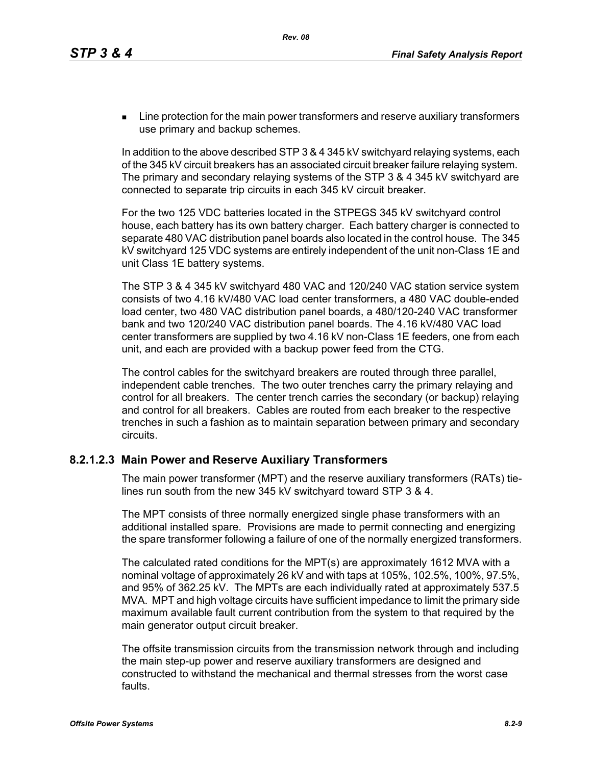- Line protection for the main power transformers and reserve auxiliary transformers use primary and backup schemes.

In addition to the above described STP 3 & 4 345 kV switchyard relaying systems, each of the 345 kV circuit breakers has an associated circuit breaker failure relaying system. The primary and secondary relaying systems of the STP 3 & 4 345 kV switchyard are connected to separate trip circuits in each 345 kV circuit breaker.

For the two 125 VDC batteries located in the STPEGS 345 kV switchyard control house, each battery has its own battery charger. Each battery charger is connected to separate 480 VAC distribution panel boards also located in the control house. The 345 kV switchyard 125 VDC systems are entirely independent of the unit non-Class 1E and unit Class 1E battery systems.

The STP 3 & 4 345 kV switchyard 480 VAC and 120/240 VAC station service system consists of two 4.16 kV/480 VAC load center transformers, a 480 VAC double-ended load center, two 480 VAC distribution panel boards, a 480/120-240 VAC transformer bank and two 120/240 VAC distribution panel boards. The 4.16 kV/480 VAC load center transformers are supplied by two 4.16 kV non-Class 1E feeders, one from each unit, and each are provided with a backup power feed from the CTG.

The control cables for the switchyard breakers are routed through three parallel, independent cable trenches. The two outer trenches carry the primary relaying and control for all breakers. The center trench carries the secondary (or backup) relaying and control for all breakers. Cables are routed from each breaker to the respective trenches in such a fashion as to maintain separation between primary and secondary circuits.

### 8.2.1.2.3 Main Power and Reserve Auxiliary Transformers

The main power transformer (MPT) and the reserve auxiliary transformers (RATs) tie-lines run south from the new 345 kV switchyard toward STP 3 & 4.

The MPT consists of three normally energized single phase transformers with an additional installed spare. Provisions are made to permit connecting and energizing the spare transformer following a failure of one of the normally energized transformers.

The calculated rated conditions for the MPT(s) are approximately 1612 MVA with a nominal voltage of approximately 26 kV and with taps at 105%, 102.5%, 100%, 97.5%, and 95% of 362.25 kV. The MPTs are each individually rated at approximately 537.5 MVA. MPT and high voltage circuits have sufficient impedance to limit the primary side maximum available fault current contribution from the system to that required by the main generator output circuit breaker.

The offsite transmission circuits from the transmission network through and including the main step-up power and reserve auxiliary transformers are designed and constructed to withstand the mechanical and thermal stresses from the worst case faults.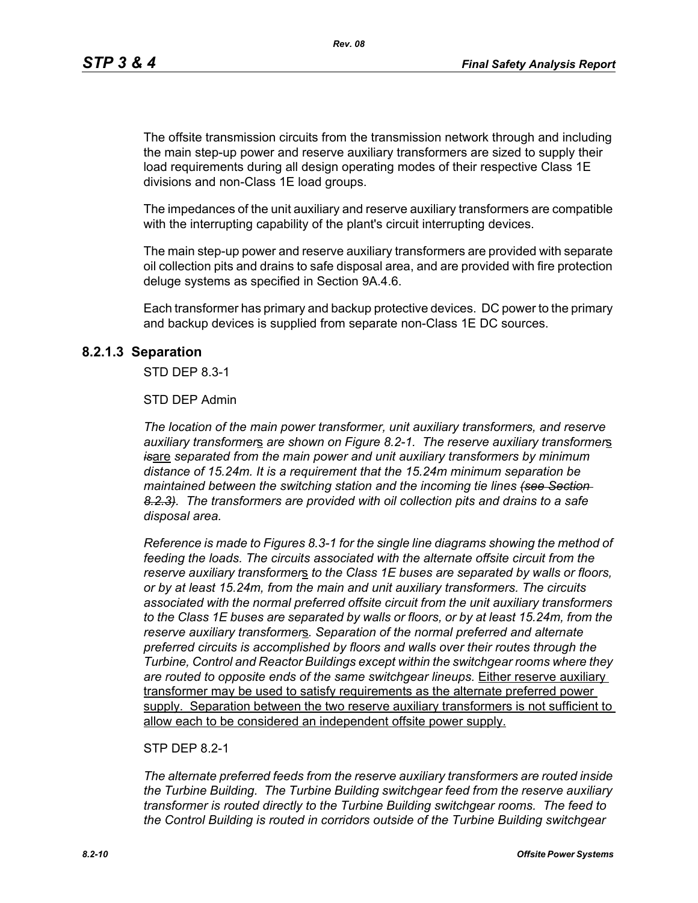The offsite transmission circuits from the transmission network through and including the main step-up power and reserve auxiliary transformers are sized to supply their load requirements during all design operating modes of their respective Class 1E divisions and non-Class 1E load groups.

The impedances of the unit auxiliary and reserve auxiliary transformers are compatible with the interrupting capability of the plant's circuit interrupting devices.

The main step-up power and reserve auxiliary transformers are provided with separate oil collection pits and drains to safe disposal area, and are provided with fire protection deluge systems as specified in Section 9A.4.6.

Each transformer has primary and backup protective devices. DC power to the primary and backup devices is supplied from separate non-Class 1E DC sources.

### 8.2.1.3 Separation

STD DEP 8.3-1

STD DEP Admin

*The location of the main power transformer, unit auxiliary transformers, and reserve auxiliary transformer*s *are shown on Figure 8.2-1. The reserve auxiliary transformer*s ~~*is*~~are *separated from the main power and unit auxiliary transformers by minimum distance of 15.24m. It is a requirement that the 15.24m minimum separation be maintained between the switching station and the incoming tie lines* ~~*(see Section 8.2.3)*~~*. The transformers are provided with oil collection pits and drains to a safe disposal area.*

*Reference is made to Figures 8.3-1 for the single line diagrams showing the method of feeding the loads. The circuits associated with the alternate offsite circuit from the reserve auxiliary transformer*s *to the Class 1E buses are separated by walls or floors, or by at least 15.24m, from the main and unit auxiliary transformers. The circuits associated with the normal preferred offsite circuit from the unit auxiliary transformers to the Class 1E buses are separated by walls or floors, or by at least 15.24m, from the reserve auxiliary transformer*s*. Separation of the normal preferred and alternate preferred circuits is accomplished by floors and walls over their routes through the Turbine, Control and Reactor Buildings except within the switchgear rooms where they are routed to opposite ends of the same switchgear lineups.* Either reserve auxiliary transformer may be used to satisfy requirements as the alternate preferred power supply. Separation between the two reserve auxiliary transformers is not sufficient to allow each to be considered an independent offsite power supply.

STP DEP 8.2-1

*The alternate preferred feeds from the reserve auxiliary transformers are routed inside the Turbine Building. The Turbine Building switchgear feed from the reserve auxiliary transformer is routed directly to the Turbine Building switchgear rooms. The feed to the Control Building is routed in corridors outside of the Turbine Building switchgear*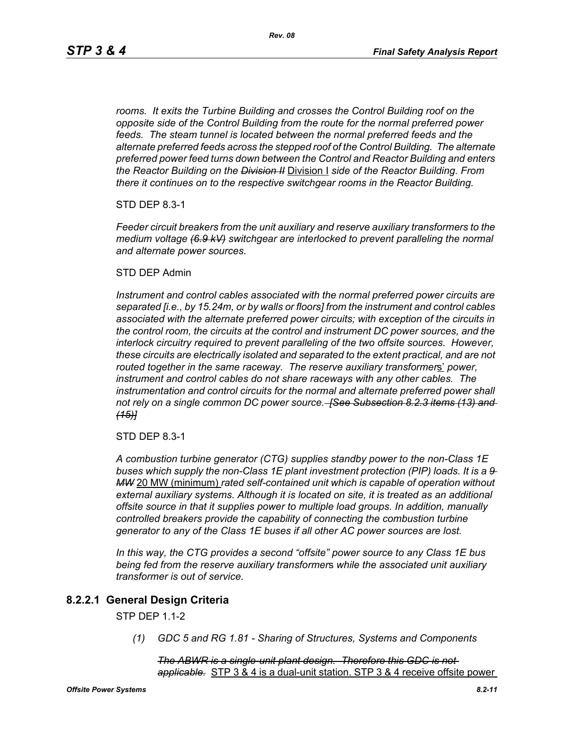*rooms. It exits the Turbine Building and crosses the Control Building roof on the opposite side of the Control Building from the route for the normal preferred power feeds. The steam tunnel is located between the normal preferred feeds and the alternate preferred feeds across the stepped roof of the Control Building. The alternate preferred power feed turns down between the Control and Reactor Building and enters the Reactor Building on the ~~Division II~~* Division I *side of the Reactor Building. From there it continues on to the respective switchgear rooms in the Reactor Building.*

STD DEP 8.3-1

*Feeder circuit breakers from the unit auxiliary and reserve auxiliary transformers to the medium voltage ~~(6.9 kV)~~ switchgear are interlocked to prevent paralleling the normal and alternate power sources.*

STD DEP Admin

*Instrument and control cables associated with the normal preferred power circuits are separated [i.e., by 15.24m, or by walls or floors] from the instrument and control cables associated with the alternate preferred power circuits; with exception of the circuits in the control room, the circuits at the control and instrument DC power sources, and the interlock circuitry required to prevent paralleling of the two offsite sources. However, these circuits are electrically isolated and separated to the extent practical, and are not routed together in the same raceway. The reserve auxiliary transformer*s' *power, instrument and control cables do not share raceways with any other cables. The instrumentation and control circuits for the normal and alternate preferred power shall not rely on a single common DC power source. ~~[See Subsection 8.2.3 items (13) and (15)]~~*

STD DEP 8.3-1

*A combustion turbine generator (CTG) supplies standby power to the non-Class 1E buses which supply the non-Class 1E plant investment protection (PIP) loads. It is a ~~9 MW~~* 20 MW (minimum) *rated self-contained unit which is capable of operation without external auxiliary systems. Although it is located on site, it is treated as an additional offsite source in that it supplies power to multiple load groups. In addition, manually controlled breakers provide the capability of connecting the combustion turbine generator to any of the Class 1E buses if all other AC power sources are lost.*

*In this way, the CTG provides a second "offsite" power source to any Class 1E bus being fed from the reserve auxiliary transformer*s *while the associated unit auxiliary transformer is out of service.*

### 8.2.2.1 General Design Criteria

STP DEP 1.1-2

*(1) GDC 5 and RG 1.81 - Sharing of Structures, Systems and Components*

*~~The ABWR is a single-unit plant design. Therefore this GDC is not applicable.~~* STP 3 & 4 is a dual-unit station. STP 3 & 4 receive offsite power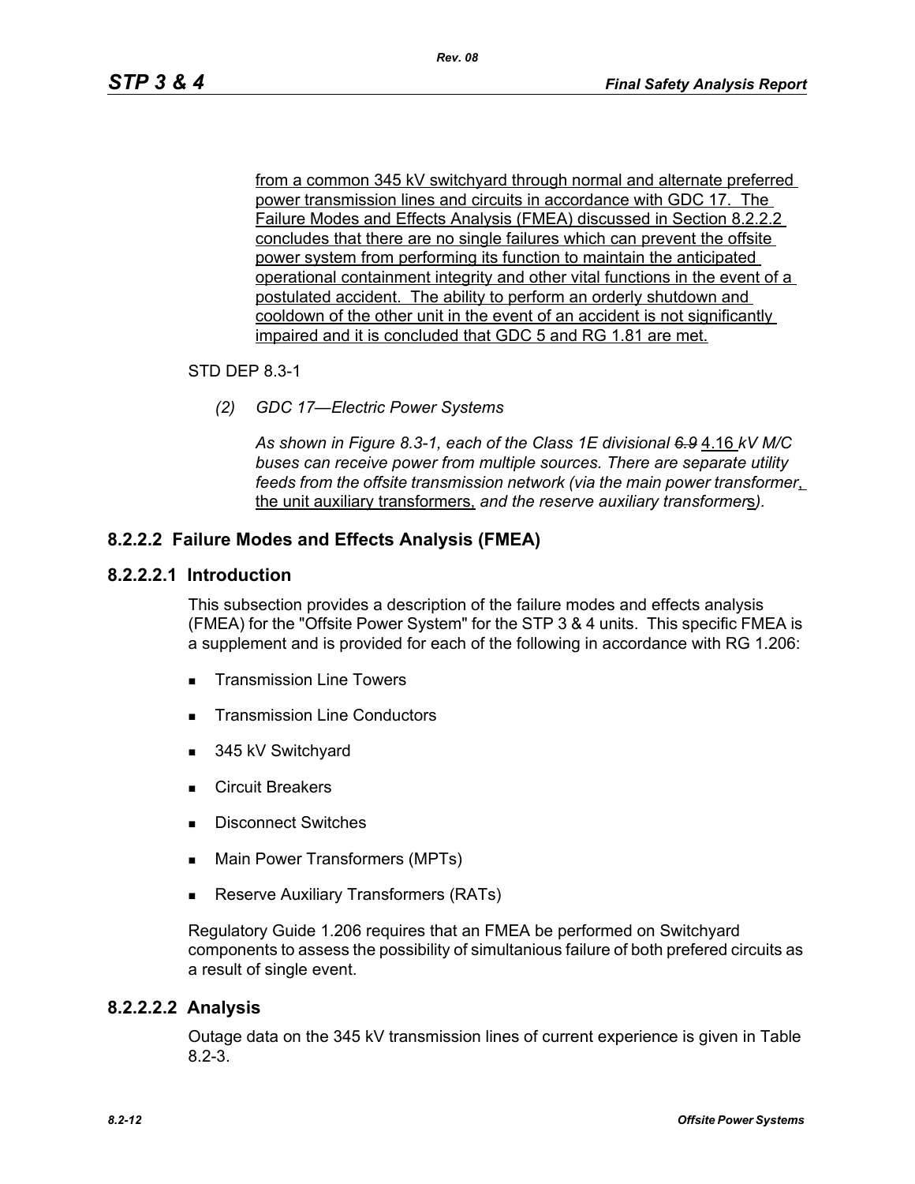from a common 345 kV switchyard through normal and alternate preferred power transmission lines and circuits in accordance with GDC 17. The Failure Modes and Effects Analysis (FMEA) discussed in Section 8.2.2.2 concludes that there are no single failures which can prevent the offsite power system from performing its function to maintain the anticipated operational containment integrity and other vital functions in the event of a postulated accident. The ability to perform an orderly shutdown and cooldown of the other unit in the event of an accident is not significantly impaired and it is concluded that GDC 5 and RG 1.81 are met.

STD DEP 8.3-1

*(2) GDC 17—Electric Power Systems*

*As shown in Figure 8.3-1, each of the Class 1E divisional ~~6.9~~ 4.16 kV M/C buses can receive power from multiple sources. There are separate utility feeds from the offsite transmission network (via the main power transformer, the unit auxiliary transformers, and the reserve auxiliary transformers).*

## 8.2.2.2 Failure Modes and Effects Analysis (FMEA)

### 8.2.2.2.1 Introduction

This subsection provides a description of the failure modes and effects analysis (FMEA) for the "Offsite Power System" for the STP 3 & 4 units. This specific FMEA is a supplement and is provided for each of the following in accordance with RG 1.206:

- Transmission Line Towers
- Transmission Line Conductors
- 345 kV Switchyard
- Circuit Breakers
- Disconnect Switches
- Main Power Transformers (MPTs)
- Reserve Auxiliary Transformers (RATs)

Regulatory Guide 1.206 requires that an FMEA be performed on Switchyard components to assess the possibility of simultanious failure of both prefered circuits as a result of single event.

### 8.2.2.2.2 Analysis

Outage data on the 345 kV transmission lines of current experience is given in Table 8.2-3.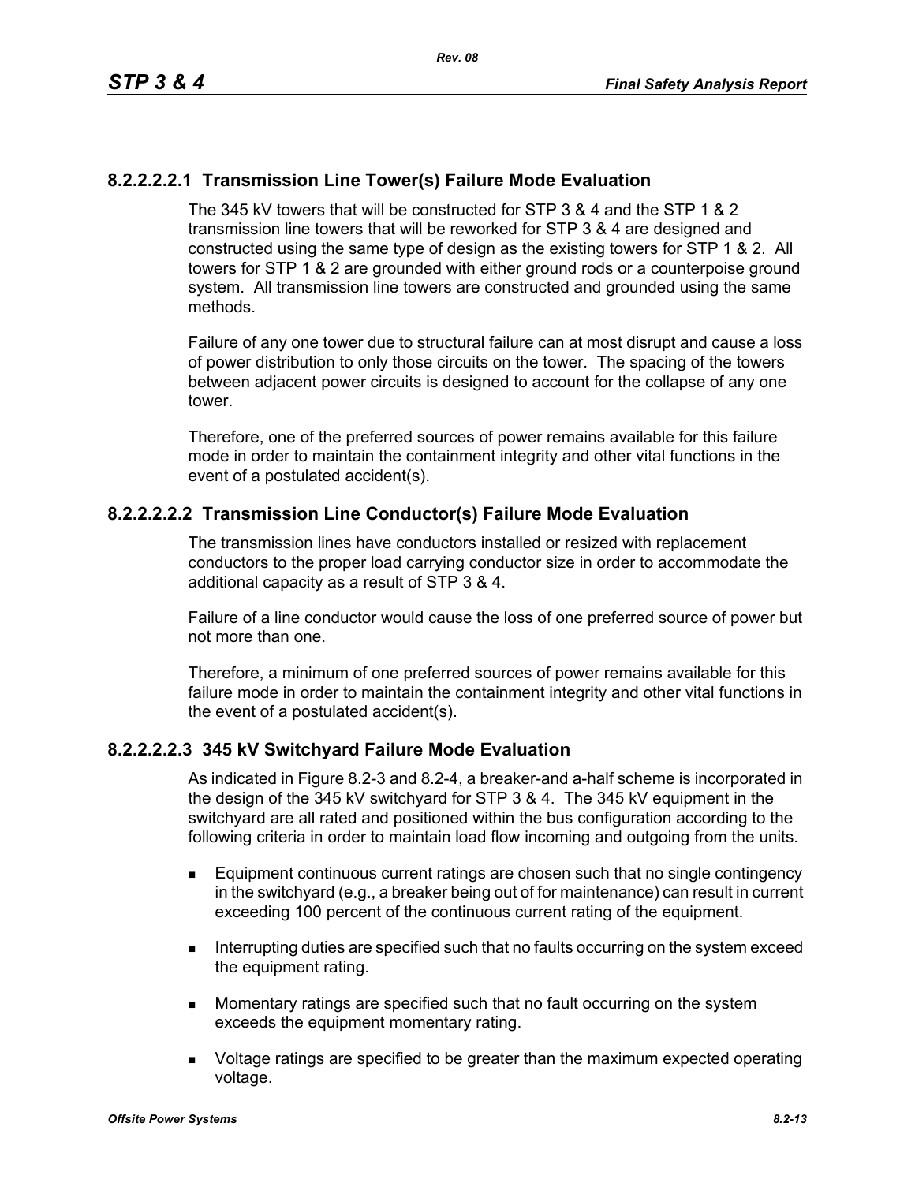### 8.2.2.2.2.1 Transmission Line Tower(s) Failure Mode Evaluation

The 345 kV towers that will be constructed for STP 3 & 4 and the STP 1 & 2 transmission line towers that will be reworked for STP 3 & 4 are designed and constructed using the same type of design as the existing towers for STP 1 & 2. All towers for STP 1 & 2 are grounded with either ground rods or a counterpoise ground system. All transmission line towers are constructed and grounded using the same methods.

Failure of any one tower due to structural failure can at most disrupt and cause a loss of power distribution to only those circuits on the tower. The spacing of the towers between adjacent power circuits is designed to account for the collapse of any one tower.

Therefore, one of the preferred sources of power remains available for this failure mode in order to maintain the containment integrity and other vital functions in the event of a postulated accident(s).

### 8.2.2.2.2.2 Transmission Line Conductor(s) Failure Mode Evaluation

The transmission lines have conductors installed or resized with replacement conductors to the proper load carrying conductor size in order to accommodate the additional capacity as a result of STP 3 & 4.

Failure of a line conductor would cause the loss of one preferred source of power but not more than one.

Therefore, a minimum of one preferred sources of power remains available for this failure mode in order to maintain the containment integrity and other vital functions in the event of a postulated accident(s).

### 8.2.2.2.2.3 345 kV Switchyard Failure Mode Evaluation

As indicated in Figure 8.2-3 and 8.2-4, a breaker-and a-half scheme is incorporated in the design of the 345 kV switchyard for STP 3 & 4. The 345 kV equipment in the switchyard are all rated and positioned within the bus configuration according to the following criteria in order to maintain load flow incoming and outgoing from the units.

- Equipment continuous current ratings are chosen such that no single contingency in the switchyard (e.g., a breaker being out of for maintenance) can result in current exceeding 100 percent of the continuous current rating of the equipment.
- Interrupting duties are specified such that no faults occurring on the system exceed the equipment rating.
- Momentary ratings are specified such that no fault occurring on the system exceeds the equipment momentary rating.
- Voltage ratings are specified to be greater than the maximum expected operating voltage.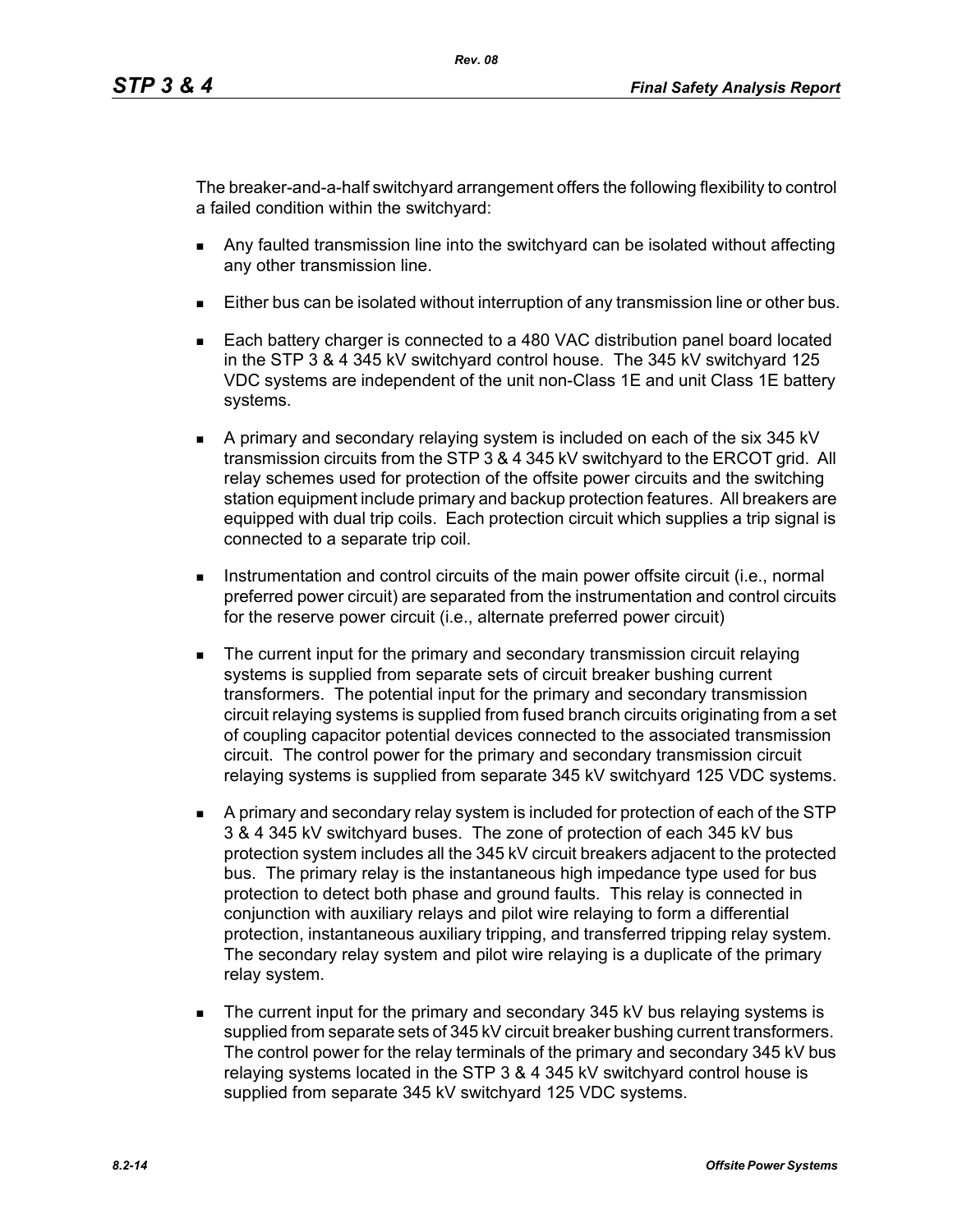The breaker-and-a-half switchyard arrangement offers the following flexibility to control a failed condition within the switchyard:

- Any faulted transmission line into the switchyard can be isolated without affecting any other transmission line.
- Either bus can be isolated without interruption of any transmission line or other bus.
- Each battery charger is connected to a 480 VAC distribution panel board located in the STP 3 & 4 345 kV switchyard control house. The 345 kV switchyard 125 VDC systems are independent of the unit non-Class 1E and unit Class 1E battery systems.
- A primary and secondary relaying system is included on each of the six 345 kV transmission circuits from the STP 3 & 4 345 kV switchyard to the ERCOT grid. All relay schemes used for protection of the offsite power circuits and the switching station equipment include primary and backup protection features. All breakers are equipped with dual trip coils. Each protection circuit which supplies a trip signal is connected to a separate trip coil.
- Instrumentation and control circuits of the main power offsite circuit (i.e., normal preferred power circuit) are separated from the instrumentation and control circuits for the reserve power circuit (i.e., alternate preferred power circuit)
- The current input for the primary and secondary transmission circuit relaying systems is supplied from separate sets of circuit breaker bushing current transformers. The potential input for the primary and secondary transmission circuit relaying systems is supplied from fused branch circuits originating from a set of coupling capacitor potential devices connected to the associated transmission circuit. The control power for the primary and secondary transmission circuit relaying systems is supplied from separate 345 kV switchyard 125 VDC systems.
- A primary and secondary relay system is included for protection of each of the STP 3 & 4 345 kV switchyard buses. The zone of protection of each 345 kV bus protection system includes all the 345 kV circuit breakers adjacent to the protected bus. The primary relay is the instantaneous high impedance type used for bus protection to detect both phase and ground faults. This relay is connected in conjunction with auxiliary relays and pilot wire relaying to form a differential protection, instantaneous auxiliary tripping, and transferred tripping relay system. The secondary relay system and pilot wire relaying is a duplicate of the primary relay system.
- The current input for the primary and secondary 345 kV bus relaying systems is supplied from separate sets of 345 kV circuit breaker bushing current transformers. The control power for the relay terminals of the primary and secondary 345 kV bus relaying systems located in the STP 3 & 4 345 kV switchyard control house is supplied from separate 345 kV switchyard 125 VDC systems.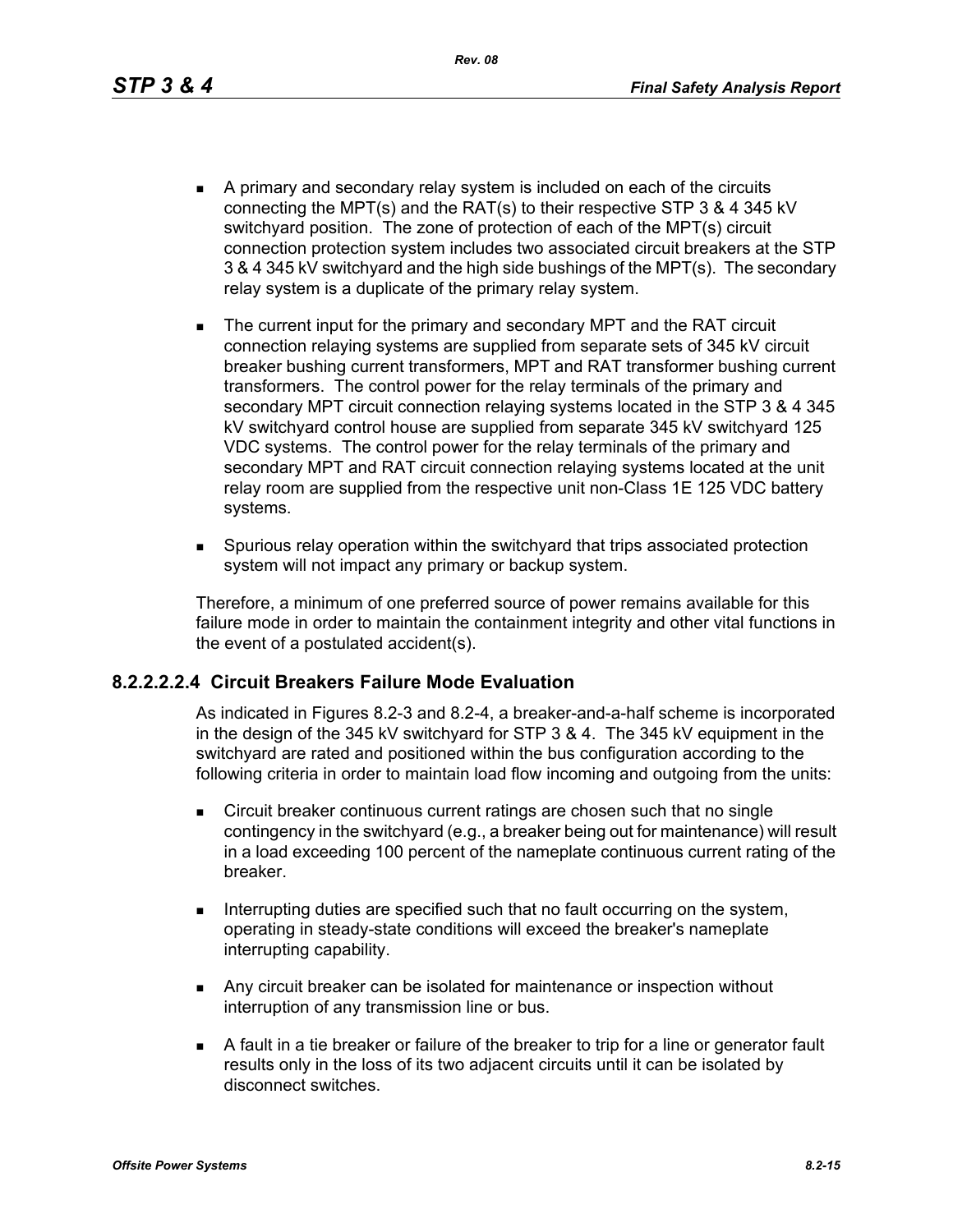- A primary and secondary relay system is included on each of the circuits connecting the MPT(s) and the RAT(s) to their respective STP 3 & 4 345 kV switchyard position. The zone of protection of each of the MPT(s) circuit connection protection system includes two associated circuit breakers at the STP 3 & 4 345 kV switchyard and the high side bushings of the MPT(s). The secondary relay system is a duplicate of the primary relay system.
- The current input for the primary and secondary MPT and the RAT circuit connection relaying systems are supplied from separate sets of 345 kV circuit breaker bushing current transformers, MPT and RAT transformer bushing current transformers. The control power for the relay terminals of the primary and secondary MPT circuit connection relaying systems located in the STP 3 & 4 345 kV switchyard control house are supplied from separate 345 kV switchyard 125 VDC systems. The control power for the relay terminals of the primary and secondary MPT and RAT circuit connection relaying systems located at the unit relay room are supplied from the respective unit non-Class 1E 125 VDC battery systems.
- Spurious relay operation within the switchyard that trips associated protection system will not impact any primary or backup system.

Therefore, a minimum of one preferred source of power remains available for this failure mode in order to maintain the containment integrity and other vital functions in the event of a postulated accident(s).

#### 8.2.2.2.2.4 Circuit Breakers Failure Mode Evaluation

As indicated in Figures 8.2-3 and 8.2-4, a breaker-and-a-half scheme is incorporated in the design of the 345 kV switchyard for STP 3 & 4. The 345 kV equipment in the switchyard are rated and positioned within the bus configuration according to the following criteria in order to maintain load flow incoming and outgoing from the units:

- Circuit breaker continuous current ratings are chosen such that no single contingency in the switchyard (e.g., a breaker being out for maintenance) will result in a load exceeding 100 percent of the nameplate continuous current rating of the breaker.
- Interrupting duties are specified such that no fault occurring on the system, operating in steady-state conditions will exceed the breaker's nameplate interrupting capability.
- Any circuit breaker can be isolated for maintenance or inspection without interruption of any transmission line or bus.
- A fault in a tie breaker or failure of the breaker to trip for a line or generator fault results only in the loss of its two adjacent circuits until it can be isolated by disconnect switches.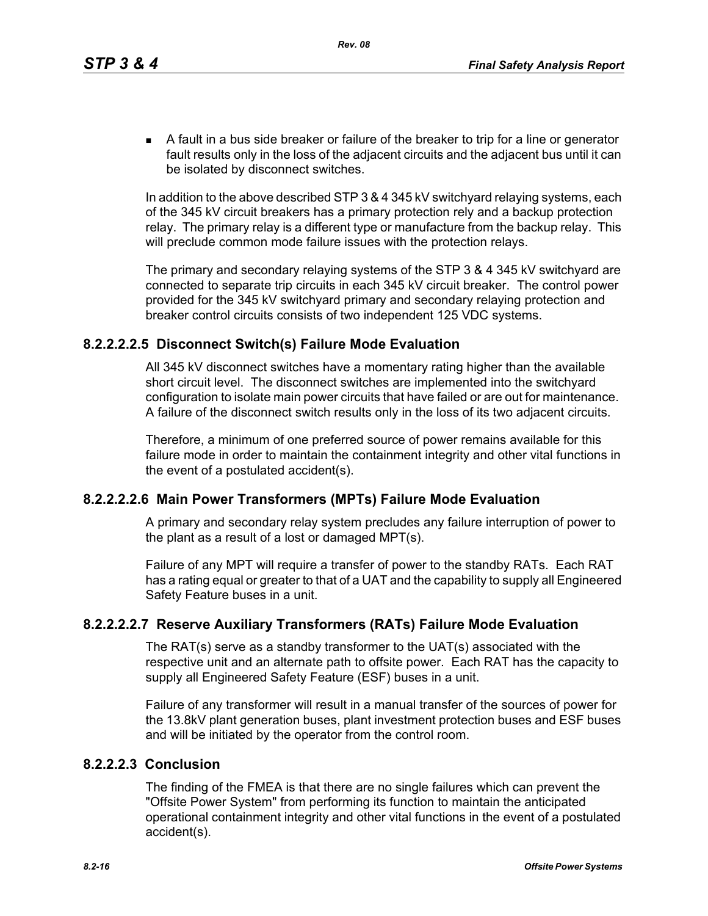- A fault in a bus side breaker or failure of the breaker to trip for a line or generator fault results only in the loss of the adjacent circuits and the adjacent bus until it can be isolated by disconnect switches.

In addition to the above described STP 3 & 4 345 kV switchyard relaying systems, each of the 345 kV circuit breakers has a primary protection rely and a backup protection relay. The primary relay is a different type or manufacture from the backup relay. This will preclude common mode failure issues with the protection relays.

The primary and secondary relaying systems of the STP 3 & 4 345 kV switchyard are connected to separate trip circuits in each 345 kV circuit breaker. The control power provided for the 345 kV switchyard primary and secondary relaying protection and breaker control circuits consists of two independent 125 VDC systems.

### 8.2.2.2.2.5 Disconnect Switch(s) Failure Mode Evaluation

All 345 kV disconnect switches have a momentary rating higher than the available short circuit level. The disconnect switches are implemented into the switchyard configuration to isolate main power circuits that have failed or are out for maintenance. A failure of the disconnect switch results only in the loss of its two adjacent circuits.

Therefore, a minimum of one preferred source of power remains available for this failure mode in order to maintain the containment integrity and other vital functions in the event of a postulated accident(s).

### 8.2.2.2.2.6 Main Power Transformers (MPTs) Failure Mode Evaluation

A primary and secondary relay system precludes any failure interruption of power to the plant as a result of a lost or damaged MPT(s).

Failure of any MPT will require a transfer of power to the standby RATs. Each RAT has a rating equal or greater to that of a UAT and the capability to supply all Engineered Safety Feature buses in a unit.

### 8.2.2.2.2.7 Reserve Auxiliary Transformers (RATs) Failure Mode Evaluation

The RAT(s) serve as a standby transformer to the UAT(s) associated with the respective unit and an alternate path to offsite power. Each RAT has the capacity to supply all Engineered Safety Feature (ESF) buses in a unit.

Failure of any transformer will result in a manual transfer of the sources of power for the 13.8kV plant generation buses, plant investment protection buses and ESF buses and will be initiated by the operator from the control room.

### 8.2.2.2.3 Conclusion

The finding of the FMEA is that there are no single failures which can prevent the "Offsite Power System" from performing its function to maintain the anticipated operational containment integrity and other vital functions in the event of a postulated accident(s).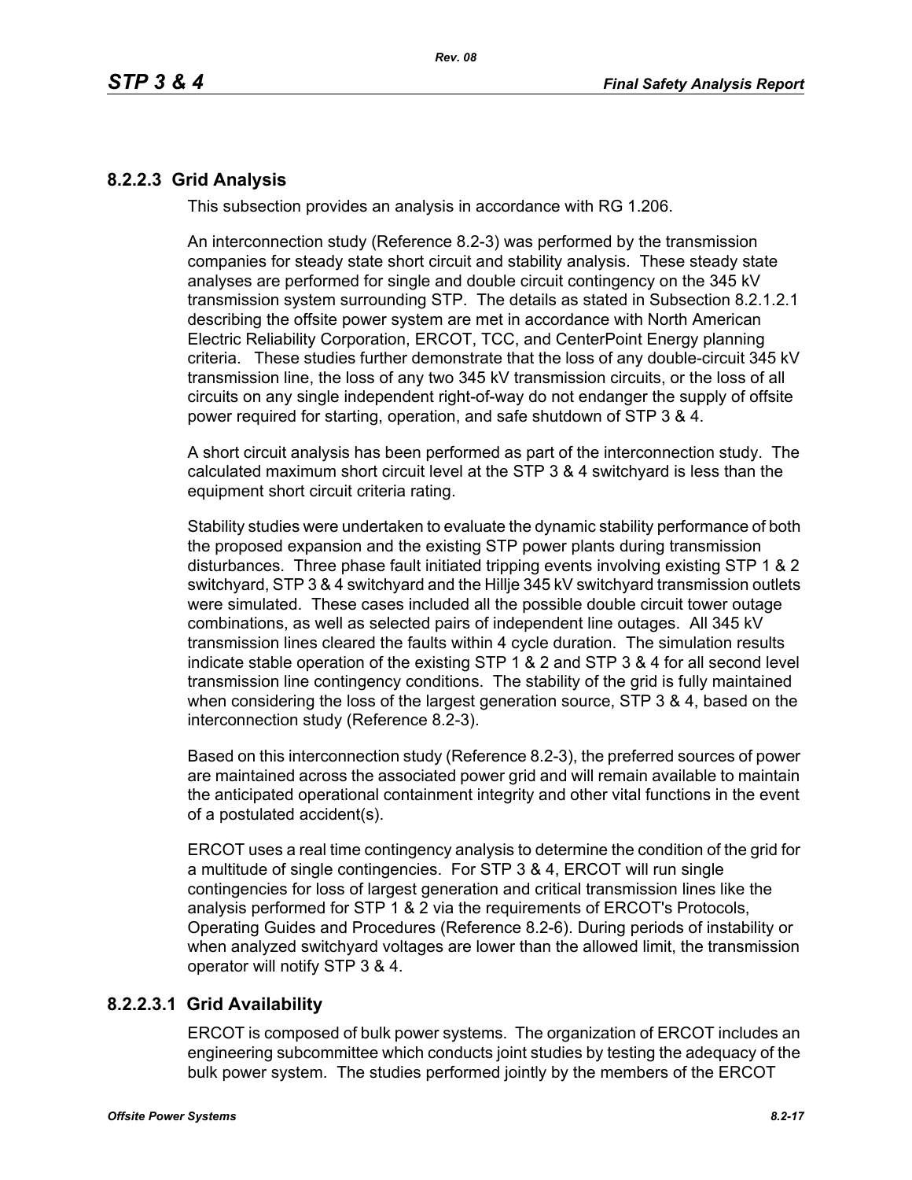### 8.2.2.3 Grid Analysis

This subsection provides an analysis in accordance with RG 1.206.

An interconnection study (Reference 8.2-3) was performed by the transmission companies for steady state short circuit and stability analysis. These steady state analyses are performed for single and double circuit contingency on the 345 kV transmission system surrounding STP. The details as stated in Subsection 8.2.1.2.1 describing the offsite power system are met in accordance with North American Electric Reliability Corporation, ERCOT, TCC, and CenterPoint Energy planning criteria. These studies further demonstrate that the loss of any double-circuit 345 kV transmission line, the loss of any two 345 kV transmission circuits, or the loss of all circuits on any single independent right-of-way do not endanger the supply of offsite power required for starting, operation, and safe shutdown of STP 3 & 4.

A short circuit analysis has been performed as part of the interconnection study. The calculated maximum short circuit level at the STP 3 & 4 switchyard is less than the equipment short circuit criteria rating.

Stability studies were undertaken to evaluate the dynamic stability performance of both the proposed expansion and the existing STP power plants during transmission disturbances. Three phase fault initiated tripping events involving existing STP 1 & 2 switchyard, STP 3 & 4 switchyard and the Hillje 345 kV switchyard transmission outlets were simulated. These cases included all the possible double circuit tower outage combinations, as well as selected pairs of independent line outages. All 345 kV transmission lines cleared the faults within 4 cycle duration. The simulation results indicate stable operation of the existing STP 1 & 2 and STP 3 & 4 for all second level transmission line contingency conditions. The stability of the grid is fully maintained when considering the loss of the largest generation source, STP 3 & 4, based on the interconnection study (Reference 8.2-3).

Based on this interconnection study (Reference 8.2-3), the preferred sources of power are maintained across the associated power grid and will remain available to maintain the anticipated operational containment integrity and other vital functions in the event of a postulated accident(s).

ERCOT uses a real time contingency analysis to determine the condition of the grid for a multitude of single contingencies. For STP 3 & 4, ERCOT will run single contingencies for loss of largest generation and critical transmission lines like the analysis performed for STP 1 & 2 via the requirements of ERCOT's Protocols, Operating Guides and Procedures (Reference 8.2-6). During periods of instability or when analyzed switchyard voltages are lower than the allowed limit, the transmission operator will notify STP 3 & 4.

#### 8.2.2.3.1 Grid Availability

ERCOT is composed of bulk power systems. The organization of ERCOT includes an engineering subcommittee which conducts joint studies by testing the adequacy of the bulk power system. The studies performed jointly by the members of the ERCOT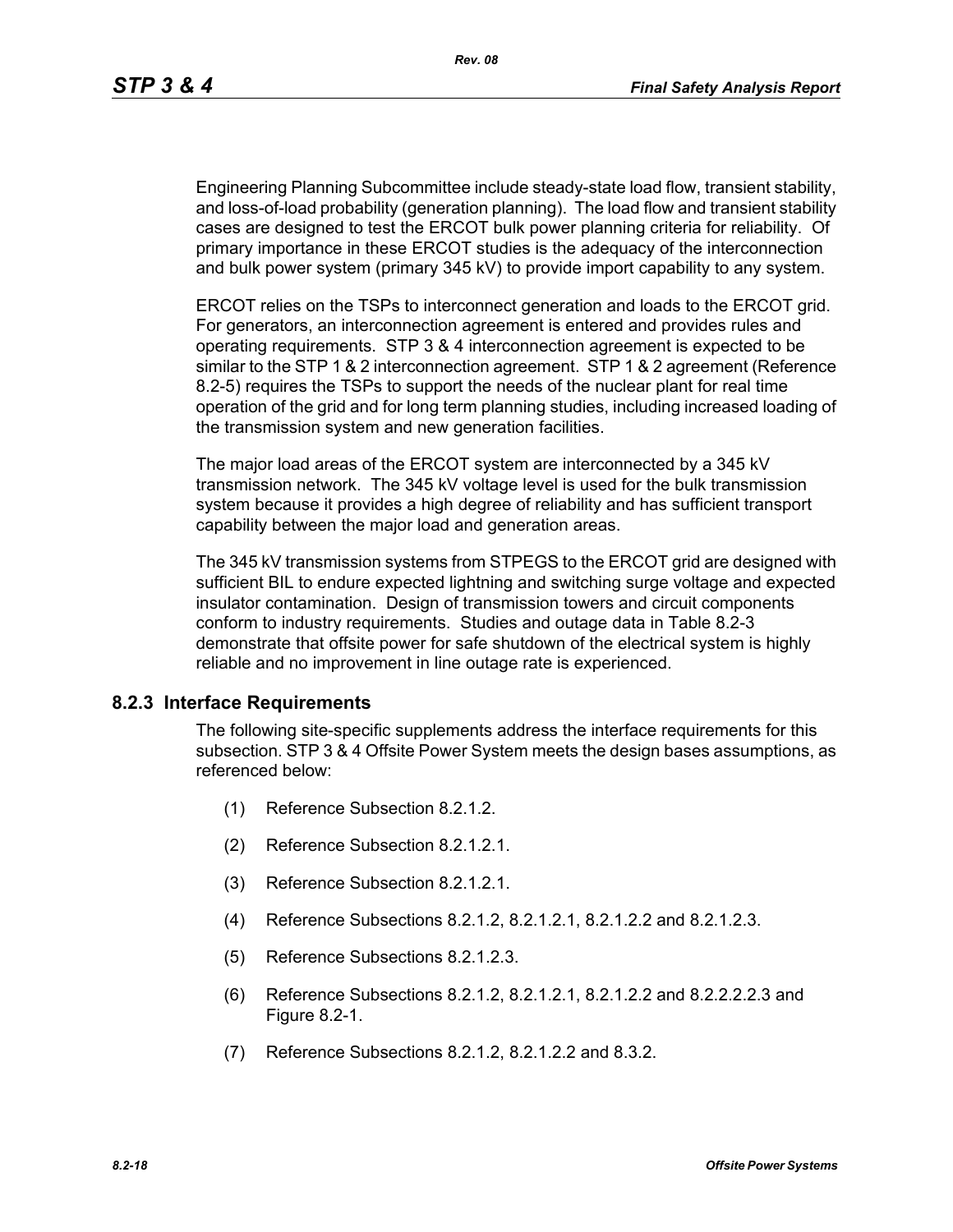Engineering Planning Subcommittee include steady-state load flow, transient stability, and loss-of-load probability (generation planning). The load flow and transient stability cases are designed to test the ERCOT bulk power planning criteria for reliability. Of primary importance in these ERCOT studies is the adequacy of the interconnection and bulk power system (primary 345 kV) to provide import capability to any system.

ERCOT relies on the TSPs to interconnect generation and loads to the ERCOT grid. For generators, an interconnection agreement is entered and provides rules and operating requirements. STP 3 & 4 interconnection agreement is expected to be similar to the STP 1 & 2 interconnection agreement. STP 1 & 2 agreement (Reference 8.2-5) requires the TSPs to support the needs of the nuclear plant for real time operation of the grid and for long term planning studies, including increased loading of the transmission system and new generation facilities.

The major load areas of the ERCOT system are interconnected by a 345 kV transmission network. The 345 kV voltage level is used for the bulk transmission system because it provides a high degree of reliability and has sufficient transport capability between the major load and generation areas.

The 345 kV transmission systems from STPEGS to the ERCOT grid are designed with sufficient BIL to endure expected lightning and switching surge voltage and expected insulator contamination. Design of transmission towers and circuit components conform to industry requirements. Studies and outage data in Table 8.2-3 demonstrate that offsite power for safe shutdown of the electrical system is highly reliable and no improvement in line outage rate is experienced.

## 8.2.3 Interface Requirements

The following site-specific supplements address the interface requirements for this subsection. STP 3 & 4 Offsite Power System meets the design bases assumptions, as referenced below:

(1) Reference Subsection 8.2.1.2.

(2) Reference Subsection 8.2.1.2.1.

(3) Reference Subsection 8.2.1.2.1.

(4) Reference Subsections 8.2.1.2, 8.2.1.2.1, 8.2.1.2.2 and 8.2.1.2.3.

(5) Reference Subsections 8.2.1.2.3.

(6) Reference Subsections 8.2.1.2, 8.2.1.2.1, 8.2.1.2.2 and 8.2.2.2.2.3 and Figure 8.2-1.

(7) Reference Subsections 8.2.1.2, 8.2.1.2.2 and 8.3.2.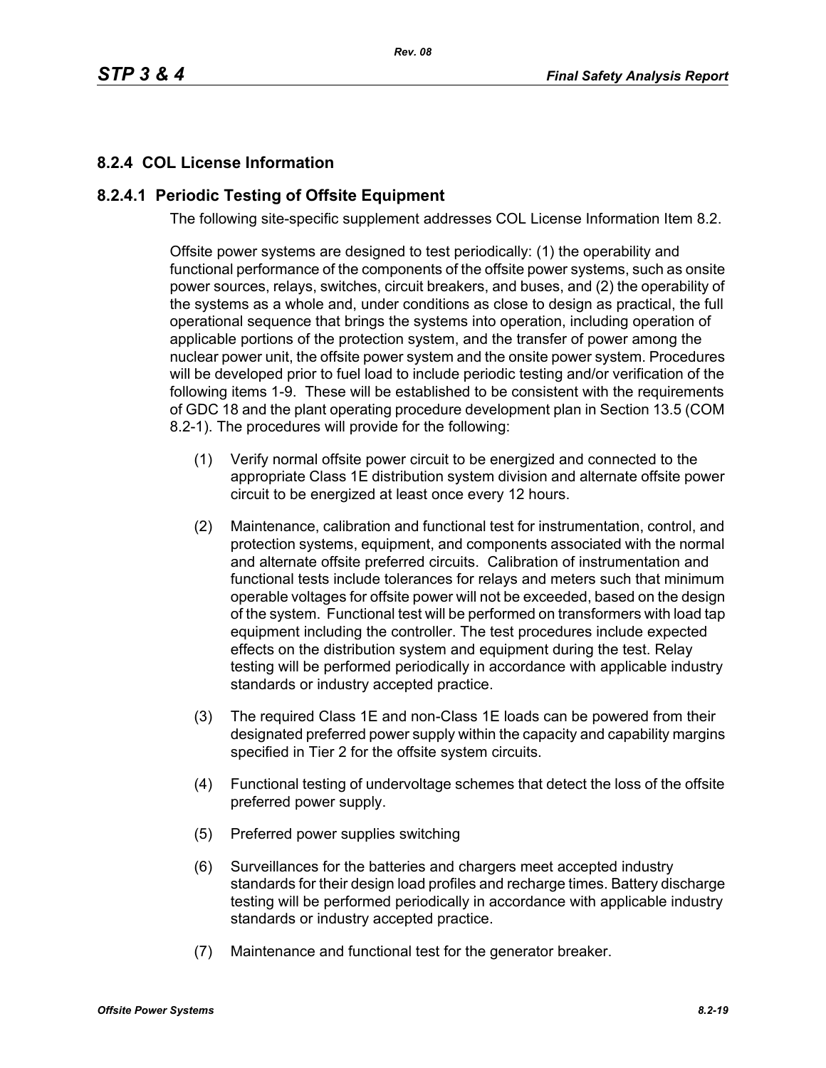## 8.2.4 COL License Information

### 8.2.4.1 Periodic Testing of Offsite Equipment

The following site-specific supplement addresses COL License Information Item 8.2.

Offsite power systems are designed to test periodically: (1) the operability and functional performance of the components of the offsite power systems, such as onsite power sources, relays, switches, circuit breakers, and buses, and (2) the operability of the systems as a whole and, under conditions as close to design as practical, the full operational sequence that brings the systems into operation, including operation of applicable portions of the protection system, and the transfer of power among the nuclear power unit, the offsite power system and the onsite power system. Procedures will be developed prior to fuel load to include periodic testing and/or verification of the following items 1-9. These will be established to be consistent with the requirements of GDC 18 and the plant operating procedure development plan in Section 13.5 (COM 8.2-1). The procedures will provide for the following:

(1) Verify normal offsite power circuit to be energized and connected to the appropriate Class 1E distribution system division and alternate offsite power circuit to be energized at least once every 12 hours.

(2) Maintenance, calibration and functional test for instrumentation, control, and protection systems, equipment, and components associated with the normal and alternate offsite preferred circuits. Calibration of instrumentation and functional tests include tolerances for relays and meters such that minimum operable voltages for offsite power will not be exceeded, based on the design of the system. Functional test will be performed on transformers with load tap equipment including the controller. The test procedures include expected effects on the distribution system and equipment during the test. Relay testing will be performed periodically in accordance with applicable industry standards or industry accepted practice.

(3) The required Class 1E and non-Class 1E loads can be powered from their designated preferred power supply within the capacity and capability margins specified in Tier 2 for the offsite system circuits.

(4) Functional testing of undervoltage schemes that detect the loss of the offsite preferred power supply.

(5) Preferred power supplies switching

(6) Surveillances for the batteries and chargers meet accepted industry standards for their design load profiles and recharge times. Battery discharge testing will be performed periodically in accordance with applicable industry standards or industry accepted practice.

(7) Maintenance and functional test for the generator breaker.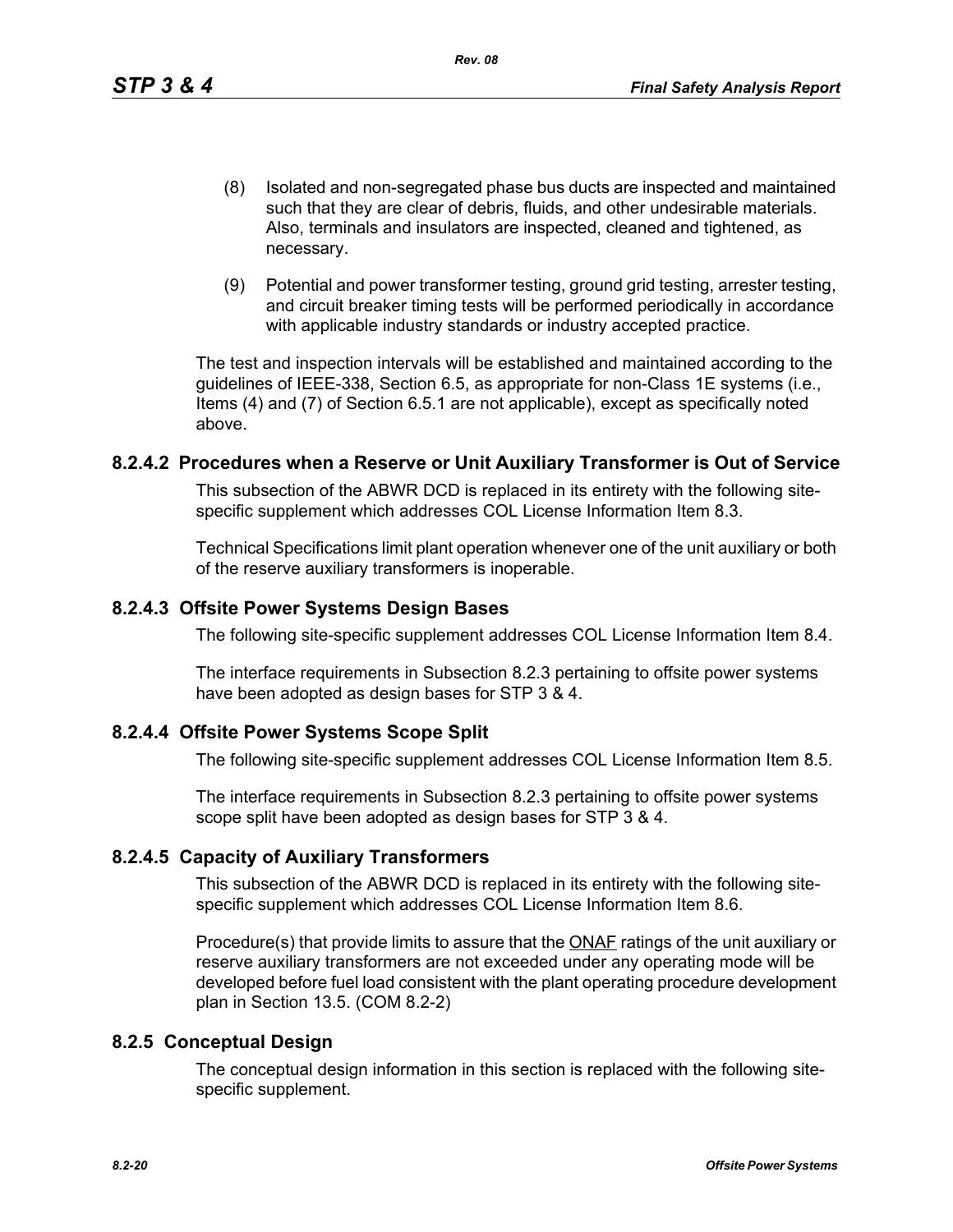(8) Isolated and non-segregated phase bus ducts are inspected and maintained such that they are clear of debris, fluids, and other undesirable materials. Also, terminals and insulators are inspected, cleaned and tightened, as necessary.

(9) Potential and power transformer testing, ground grid testing, arrester testing, and circuit breaker timing tests will be performed periodically in accordance with applicable industry standards or industry accepted practice.

The test and inspection intervals will be established and maintained according to the guidelines of IEEE-338, Section 6.5, as appropriate for non-Class 1E systems (i.e., Items (4) and (7) of Section 6.5.1 are not applicable), except as specifically noted above.

### 8.2.4.2 Procedures when a Reserve or Unit Auxiliary Transformer is Out of Service

This subsection of the ABWR DCD is replaced in its entirety with the following site-specific supplement which addresses COL License Information Item 8.3.

Technical Specifications limit plant operation whenever one of the unit auxiliary or both of the reserve auxiliary transformers is inoperable.

### 8.2.4.3 Offsite Power Systems Design Bases

The following site-specific supplement addresses COL License Information Item 8.4.

The interface requirements in Subsection 8.2.3 pertaining to offsite power systems have been adopted as design bases for STP 3 & 4.

### 8.2.4.4 Offsite Power Systems Scope Split

The following site-specific supplement addresses COL License Information Item 8.5.

The interface requirements in Subsection 8.2.3 pertaining to offsite power systems scope split have been adopted as design bases for STP 3 & 4.

### 8.2.4.5 Capacity of Auxiliary Transformers

This subsection of the ABWR DCD is replaced in its entirety with the following site-specific supplement which addresses COL License Information Item 8.6.

Procedure(s) that provide limits to assure that the ONAF ratings of the unit auxiliary or reserve auxiliary transformers are not exceeded under any operating mode will be developed before fuel load consistent with the plant operating procedure development plan in Section 13.5. (COM 8.2-2)

## 8.2.5 Conceptual Design

The conceptual design information in this section is replaced with the following site-specific supplement.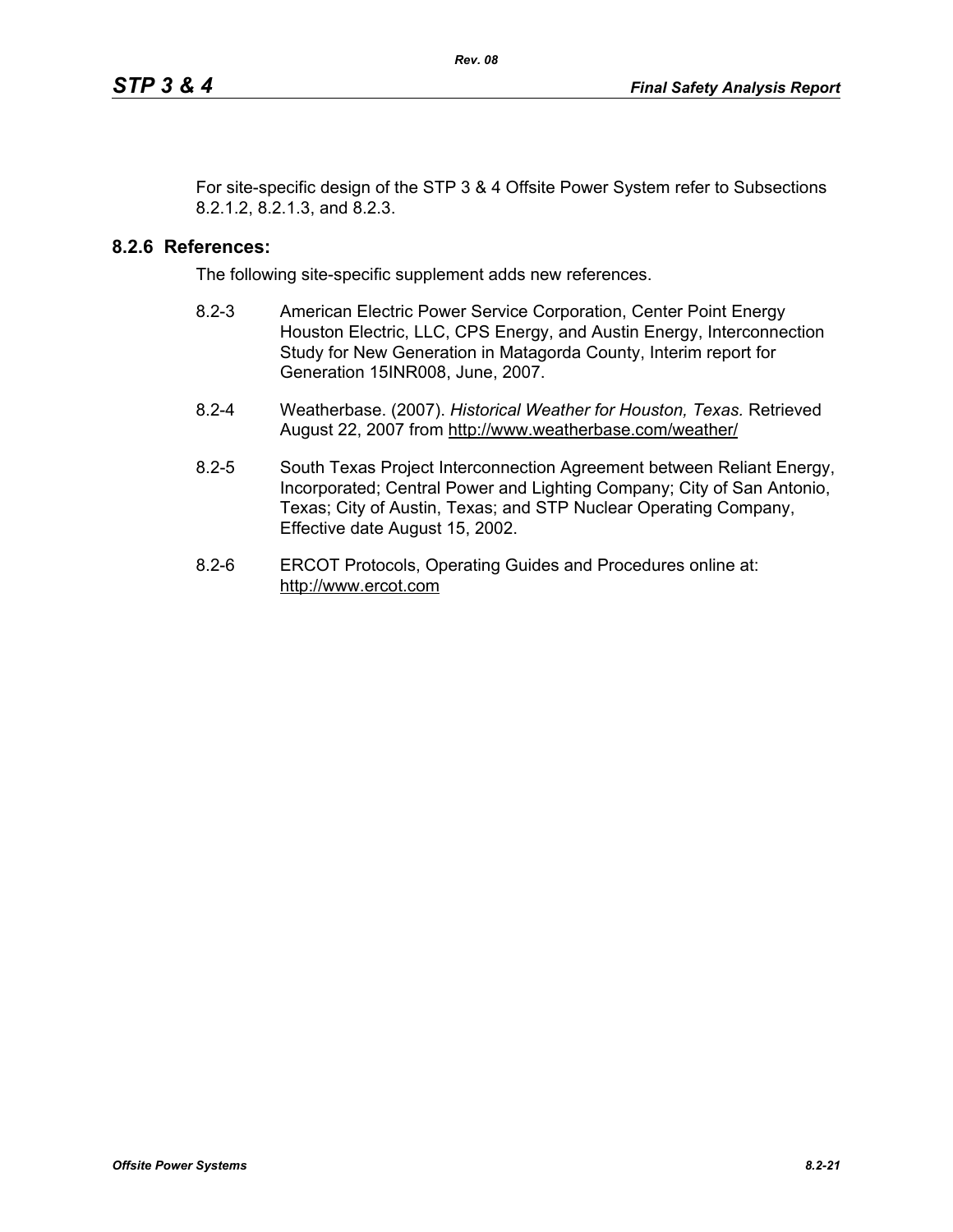For site-specific design of the STP 3 & 4 Offsite Power System refer to Subsections 8.2.1.2, 8.2.1.3, and 8.2.3.

## 8.2.6 References:

The following site-specific supplement adds new references.

8.2-3 American Electric Power Service Corporation, Center Point Energy Houston Electric, LLC, CPS Energy, and Austin Energy, Interconnection Study for New Generation in Matagorda County, Interim report for Generation 15INR008, June, 2007.

8.2-4 Weatherbase. (2007). *Historical Weather for Houston, Texas.* Retrieved August 22, 2007 from http://www.weatherbase.com/weather/

8.2-5 South Texas Project Interconnection Agreement between Reliant Energy, Incorporated; Central Power and Lighting Company; City of San Antonio, Texas; City of Austin, Texas; and STP Nuclear Operating Company, Effective date August 15, 2002.

8.2-6 ERCOT Protocols, Operating Guides and Procedures online at: http://www.ercot.com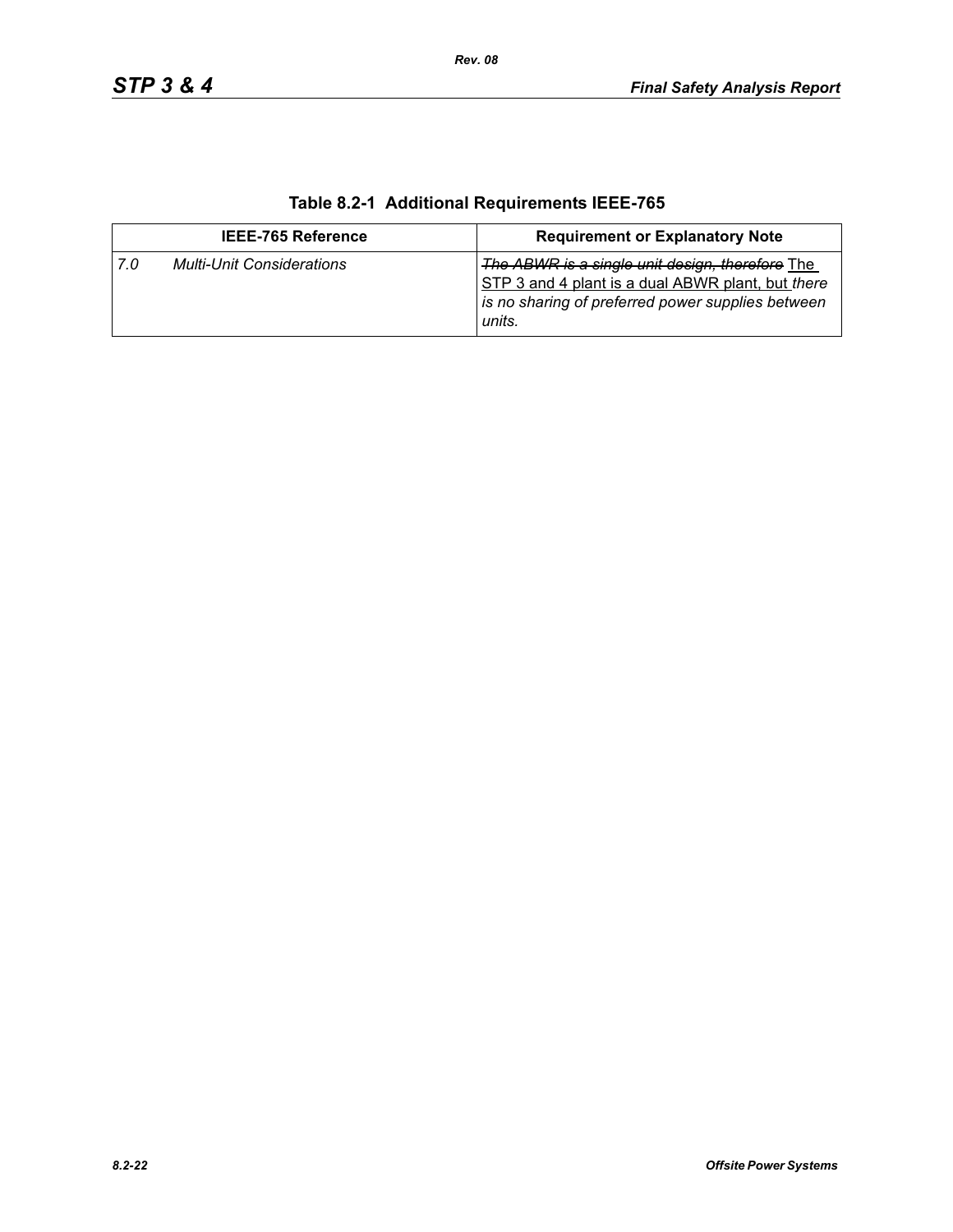**Table 8.2-1 Additional Requirements IEEE-765**

| IEEE-765 Reference | Requirement or Explanatory Note |
|---|---|
| *7.0 Multi-Unit Considerations* | ~~*The ABWR is a single unit design, therefore*~~ The STP 3 and 4 plant is a dual ABWR plant, but *there is no sharing of preferred power supplies between units.* |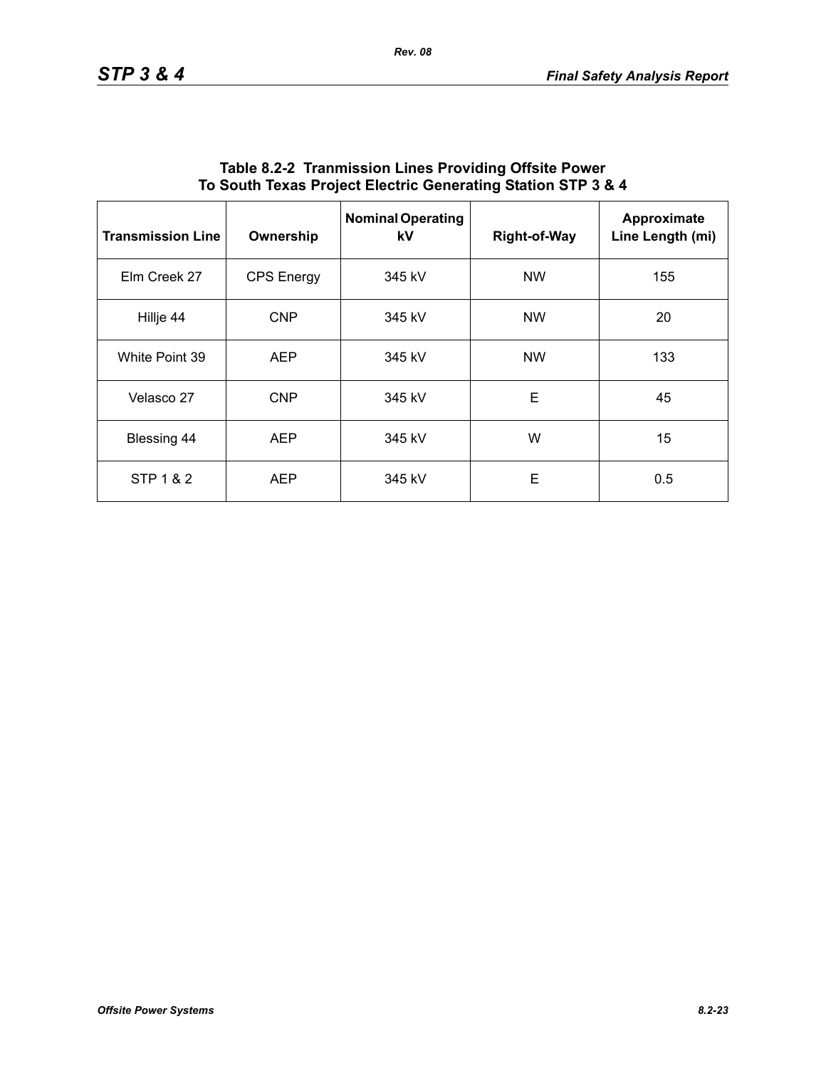**Table 8.2-2 Tranmission Lines Providing Offsite Power To South Texas Project Electric Generating Station STP 3 & 4**

| Transmission Line | Ownership | Nominal Operating kV | Right-of-Way | Approximate Line Length (mi) |
|---|---|---|---|---|
| Elm Creek 27 | CPS Energy | 345 kV | NW | 155 |
| Hillje 44 | CNP | 345 kV | NW | 20 |
| White Point 39 | AEP | 345 kV | NW | 133 |
| Velasco 27 | CNP | 345 kV | E | 45 |
| Blessing 44 | AEP | 345 kV | W | 15 |
| STP 1 & 2 | AEP | 345 kV | E | 0.5 |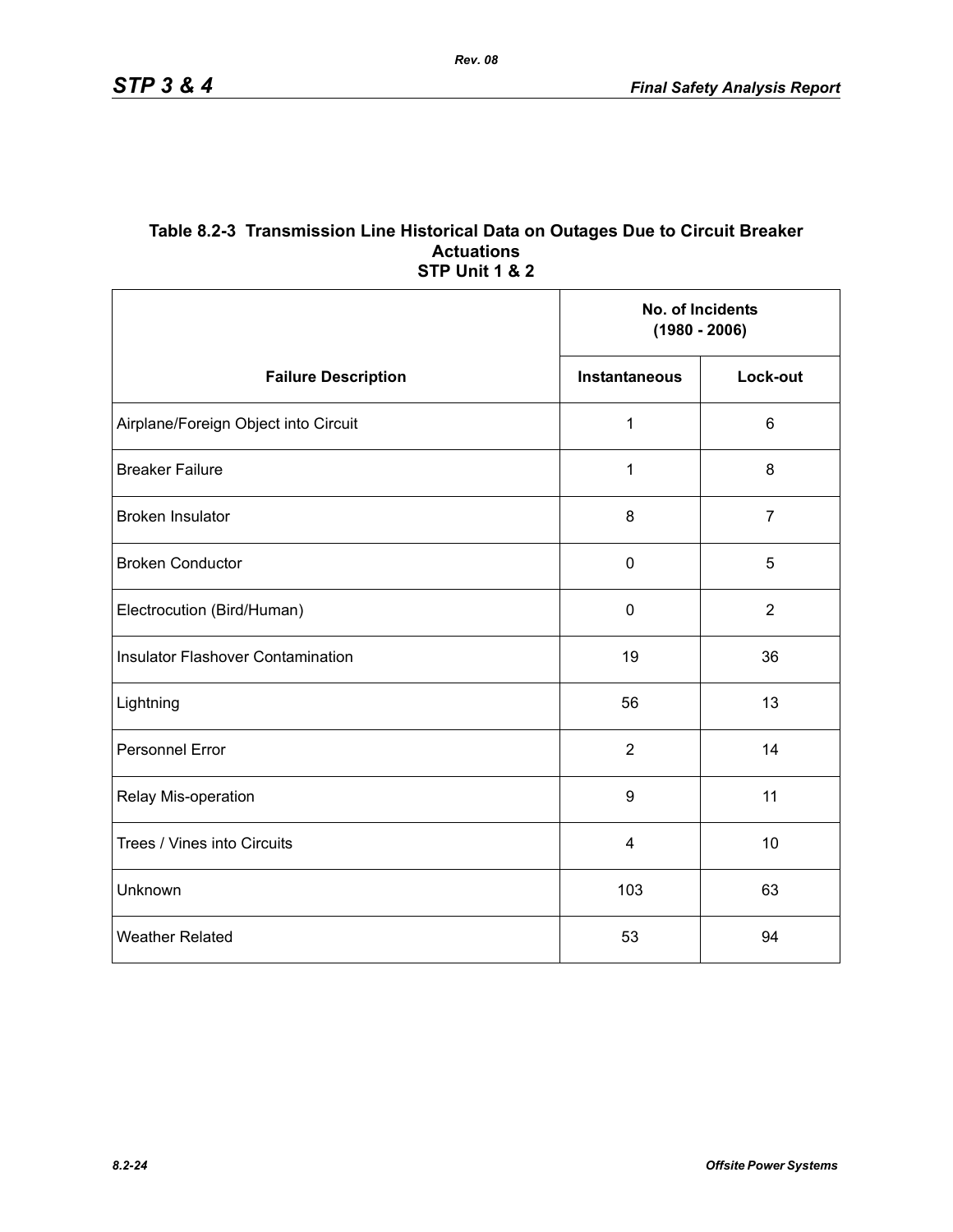## Table 8.2-3 Transmission Line Historical Data on Outages Due to Circuit Breaker Actuations STP Unit 1 & 2

| Failure Description | No. of Incidents (1980 - 2006) | |
|---|---|---|
| | Instantaneous | Lock-out |
| Airplane/Foreign Object into Circuit | 1 | 6 |
| Breaker Failure | 1 | 8 |
| Broken Insulator | 8 | 7 |
| Broken Conductor | 0 | 5 |
| Electrocution (Bird/Human) | 0 | 2 |
| Insulator Flashover Contamination | 19 | 36 |
| Lightning | 56 | 13 |
| Personnel Error | 2 | 14 |
| Relay Mis-operation | 9 | 11 |
| Trees / Vines into Circuits | 4 | 10 |
| Unknown | 103 | 63 |
| Weather Related | 53 | 94 |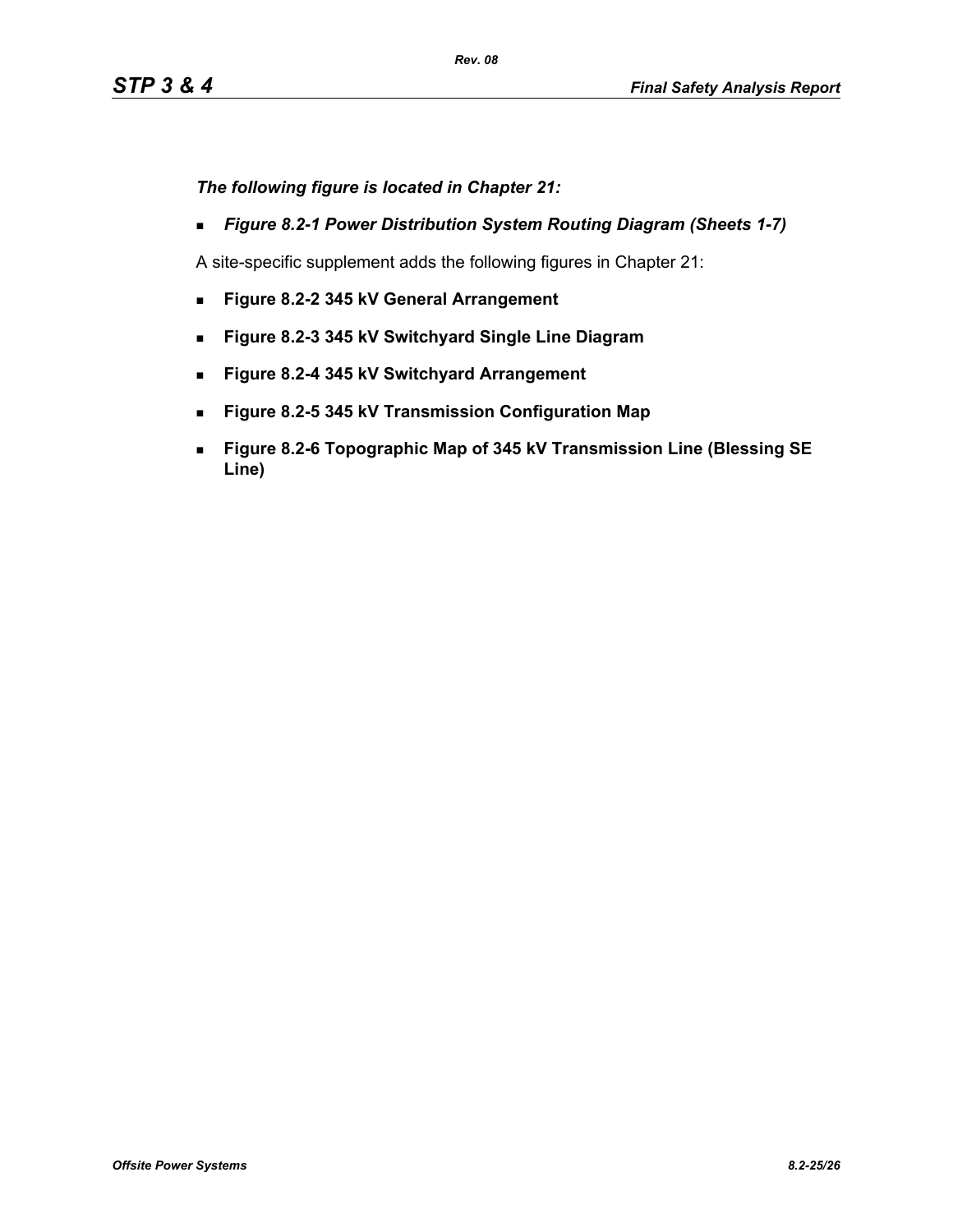***The following figure is located in Chapter 21:***

- ***Figure 8.2-1 Power Distribution System Routing Diagram (Sheets 1-7)***

A site-specific supplement adds the following figures in Chapter 21:

- **Figure 8.2-2 345 kV General Arrangement**
- **Figure 8.2-3 345 kV Switchyard Single Line Diagram**
- **Figure 8.2-4 345 kV Switchyard Arrangement**
- **Figure 8.2-5 345 kV Transmission Configuration Map**
- **Figure 8.2-6 Topographic Map of 345 kV Transmission Line (Blessing SE Line)**